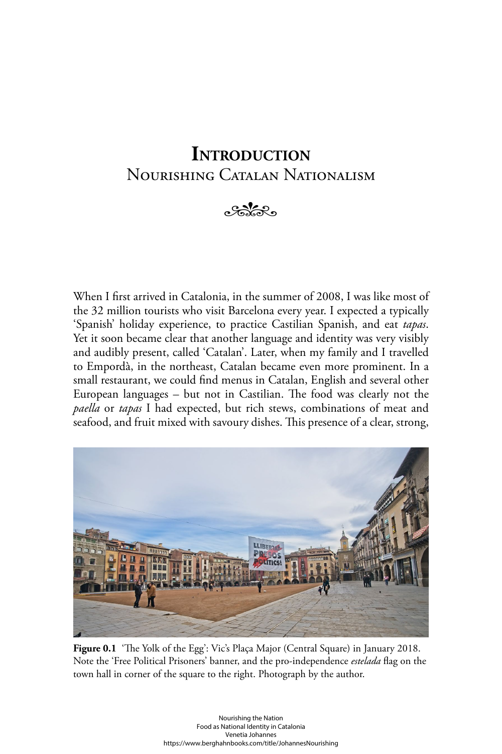# Introduction

## Nourishing Catalan Nationalism

When I first arrived in Catalonia, in the summer of 2008, I was like most of the 32 million tourists who visit Barcelona every year. I expected a typically 'Spanish' holiday experience, to practice Castilian Spanish, and eat *tapas*. Yet it soon became clear that another language and identity was very visibly and audibly present, called 'Catalan'. Later, when my family and I travelled to Empordà, in the northeast, Catalan became even more prominent. In a small restaurant, we could find menus in Catalan, English and several other European languages – but not in Castilian. The food was clearly not the *paella* or *tapas* I had expected, but rich stews, combinations of meat and seafood, and fruit mixed with savoury dishes. This presence of a clear, strong,

**Figure 0.1** 'The Yolk of the Egg': Vic's Plaça Major (Central Square) in January 2018. Note the 'Free Political Prisoners' banner, and the pro-independence *estelada* flag on the town hall in corner of the square to the right. Photograph by the author.

Nourishing the Nation
Food as National Identity in Catalonia
Venetia Johannes
https://www.berghahnbooks.com/title/JohannesNourishing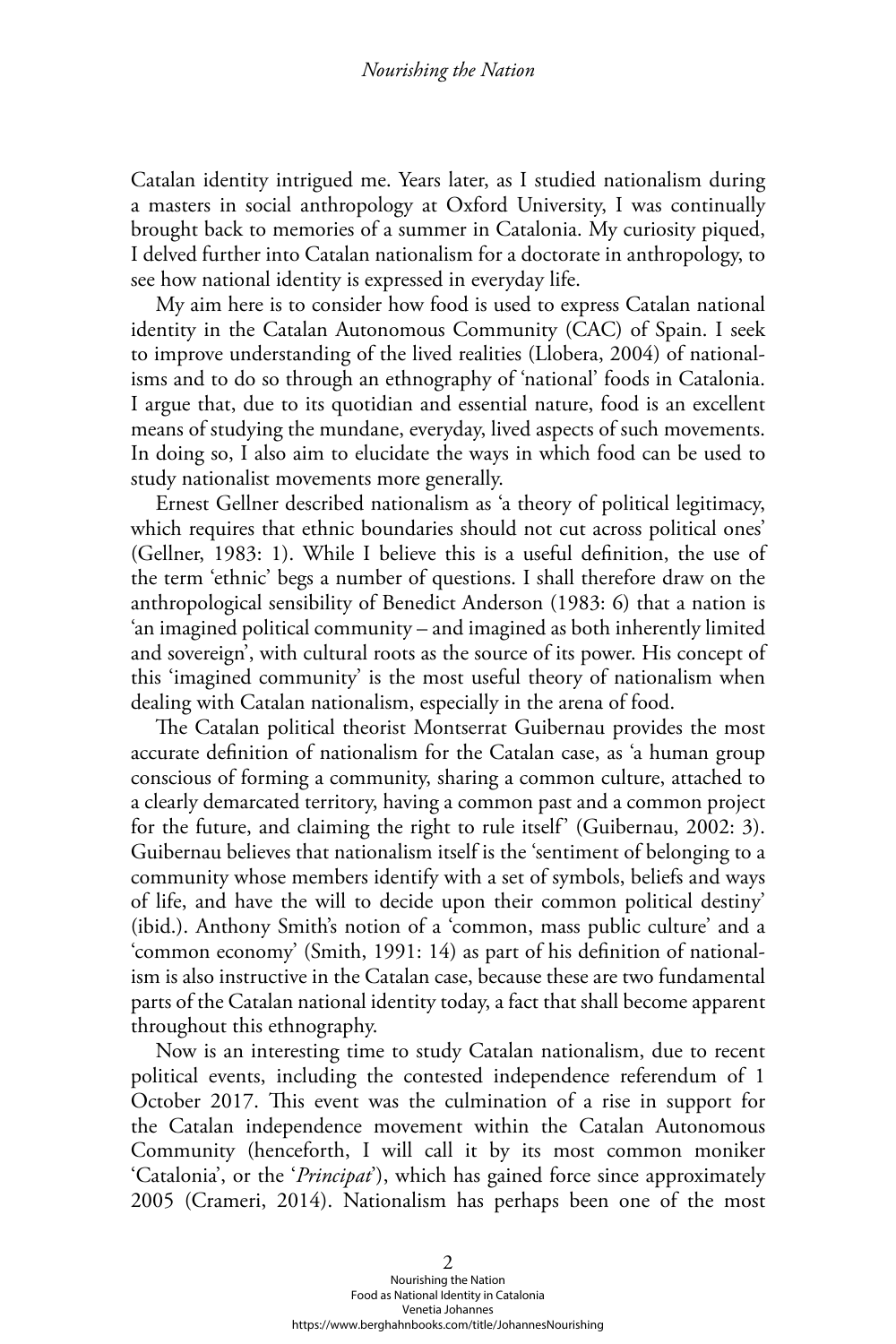Catalan identity intrigued me. Years later, as I studied nationalism during a masters in social anthropology at Oxford University, I was continually brought back to memories of a summer in Catalonia. My curiosity piqued, I delved further into Catalan nationalism for a doctorate in anthropology, to see how national identity is expressed in everyday life.

My aim here is to consider how food is used to express Catalan national identity in the Catalan Autonomous Community (CAC) of Spain. I seek to improve understanding of the lived realities (Llobera, 2004) of nationalisms and to do so through an ethnography of 'national' foods in Catalonia. I argue that, due to its quotidian and essential nature, food is an excellent means of studying the mundane, everyday, lived aspects of such movements. In doing so, I also aim to elucidate the ways in which food can be used to study nationalist movements more generally.

Ernest Gellner described nationalism as 'a theory of political legitimacy, which requires that ethnic boundaries should not cut across political ones' (Gellner, 1983: 1). While I believe this is a useful definition, the use of the term 'ethnic' begs a number of questions. I shall therefore draw on the anthropological sensibility of Benedict Anderson (1983: 6) that a nation is 'an imagined political community – and imagined as both inherently limited and sovereign', with cultural roots as the source of its power. His concept of this 'imagined community' is the most useful theory of nationalism when dealing with Catalan nationalism, especially in the arena of food.

The Catalan political theorist Montserrat Guibernau provides the most accurate definition of nationalism for the Catalan case, as 'a human group conscious of forming a community, sharing a common culture, attached to a clearly demarcated territory, having a common past and a common project for the future, and claiming the right to rule itself' (Guibernau, 2002: 3). Guibernau believes that nationalism itself is the 'sentiment of belonging to a community whose members identify with a set of symbols, beliefs and ways of life, and have the will to decide upon their common political destiny' (ibid.). Anthony Smith's notion of a 'common, mass public culture' and a 'common economy' (Smith, 1991: 14) as part of his definition of nationalism is also instructive in the Catalan case, because these are two fundamental parts of the Catalan national identity today, a fact that shall become apparent throughout this ethnography.

Now is an interesting time to study Catalan nationalism, due to recent political events, including the contested independence referendum of 1 October 2017. This event was the culmination of a rise in support for the Catalan independence movement within the Catalan Autonomous Community (henceforth, I will call it by its most common moniker 'Catalonia', or the '*Principat*'), which has gained force since approximately 2005 (Crameri, 2014). Nationalism has perhaps been one of the most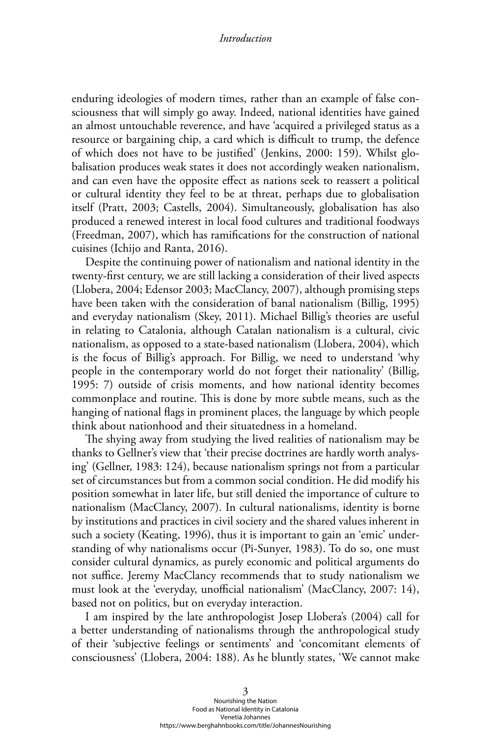enduring ideologies of modern times, rather than an example of false consciousness that will simply go away. Indeed, national identities have gained an almost untouchable reverence, and have 'acquired a privileged status as a resource or bargaining chip, a card which is difficult to trump, the defence of which does not have to be justified' (Jenkins, 2000: 159). Whilst globalisation produces weak states it does not accordingly weaken nationalism, and can even have the opposite effect as nations seek to reassert a political or cultural identity they feel to be at threat, perhaps due to globalisation itself (Pratt, 2003; Castells, 2004). Simultaneously, globalisation has also produced a renewed interest in local food cultures and traditional foodways (Freedman, 2007), which has ramifications for the construction of national cuisines (Ichijo and Ranta, 2016).

Despite the continuing power of nationalism and national identity in the twenty-first century, we are still lacking a consideration of their lived aspects (Llobera, 2004; Edensor 2003; MacClancy, 2007), although promising steps have been taken with the consideration of banal nationalism (Billig, 1995) and everyday nationalism (Skey, 2011). Michael Billig's theories are useful in relating to Catalonia, although Catalan nationalism is a cultural, civic nationalism, as opposed to a state-based nationalism (Llobera, 2004), which is the focus of Billig's approach. For Billig, we need to understand 'why people in the contemporary world do not forget their nationality' (Billig, 1995: 7) outside of crisis moments, and how national identity becomes commonplace and routine. This is done by more subtle means, such as the hanging of national flags in prominent places, the language by which people think about nationhood and their situatedness in a homeland.

The shying away from studying the lived realities of nationalism may be thanks to Gellner's view that 'their precise doctrines are hardly worth analysing' (Gellner, 1983: 124), because nationalism springs not from a particular set of circumstances but from a common social condition. He did modify his position somewhat in later life, but still denied the importance of culture to nationalism (MacClancy, 2007). In cultural nationalisms, identity is borne by institutions and practices in civil society and the shared values inherent in such a society (Keating, 1996), thus it is important to gain an 'emic' understanding of why nationalisms occur (Pi-Sunyer, 1983). To do so, one must consider cultural dynamics, as purely economic and political arguments do not suffice. Jeremy MacClancy recommends that to study nationalism we must look at the 'everyday, unofficial nationalism' (MacClancy, 2007: 14), based not on politics, but on everyday interaction.

I am inspired by the late anthropologist Josep Llobera's (2004) call for a better understanding of nationalisms through the anthropological study of their 'subjective feelings or sentiments' and 'concomitant elements of consciousness' (Llobera, 2004: 188). As he bluntly states, 'We cannot make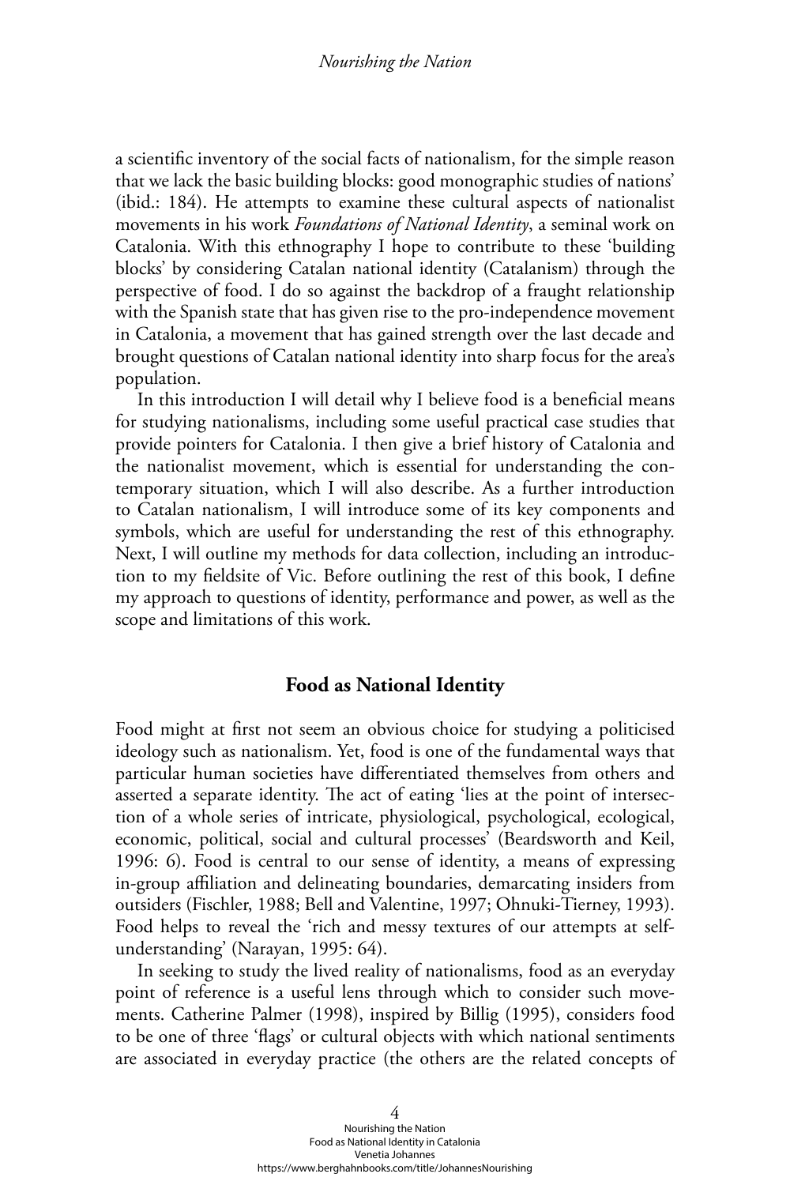a scientific inventory of the social facts of nationalism, for the simple reason that we lack the basic building blocks: good monographic studies of nations' (ibid.: 184). He attempts to examine these cultural aspects of nationalist movements in his work *Foundations of National Identity*, a seminal work on Catalonia. With this ethnography I hope to contribute to these 'building blocks' by considering Catalan national identity (Catalanism) through the perspective of food. I do so against the backdrop of a fraught relationship with the Spanish state that has given rise to the pro-independence movement in Catalonia, a movement that has gained strength over the last decade and brought questions of Catalan national identity into sharp focus for the area's population.

In this introduction I will detail why I believe food is a beneficial means for studying nationalisms, including some useful practical case studies that provide pointers for Catalonia. I then give a brief history of Catalonia and the nationalist movement, which is essential for understanding the contemporary situation, which I will also describe. As a further introduction to Catalan nationalism, I will introduce some of its key components and symbols, which are useful for understanding the rest of this ethnography. Next, I will outline my methods for data collection, including an introduction to my fieldsite of Vic. Before outlining the rest of this book, I define my approach to questions of identity, performance and power, as well as the scope and limitations of this work.

## Food as National Identity

Food might at first not seem an obvious choice for studying a politicised ideology such as nationalism. Yet, food is one of the fundamental ways that particular human societies have differentiated themselves from others and asserted a separate identity. The act of eating 'lies at the point of intersection of a whole series of intricate, physiological, psychological, ecological, economic, political, social and cultural processes' (Beardsworth and Keil, 1996: 6). Food is central to our sense of identity, a means of expressing in-group affiliation and delineating boundaries, demarcating insiders from outsiders (Fischler, 1988; Bell and Valentine, 1997; Ohnuki-Tierney, 1993). Food helps to reveal the 'rich and messy textures of our attempts at self-understanding' (Narayan, 1995: 64).

In seeking to study the lived reality of nationalisms, food as an everyday point of reference is a useful lens through which to consider such movements. Catherine Palmer (1998), inspired by Billig (1995), considers food to be one of three 'flags' or cultural objects with which national sentiments are associated in everyday practice (the others are the related concepts of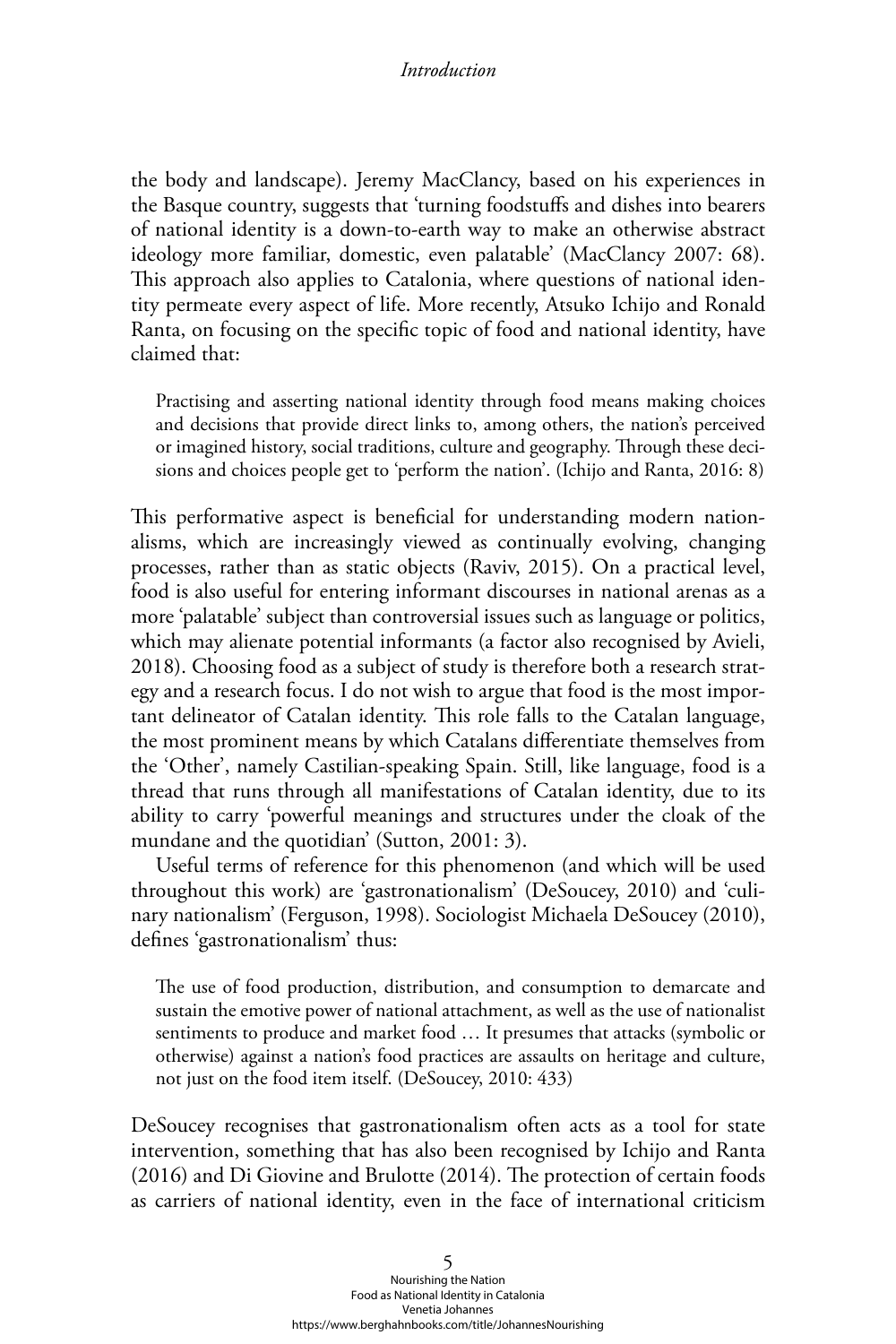the body and landscape). Jeremy MacClancy, based on his experiences in the Basque country, suggests that 'turning foodstuffs and dishes into bearers of national identity is a down-to-earth way to make an otherwise abstract ideology more familiar, domestic, even palatable' (MacClancy 2007: 68). This approach also applies to Catalonia, where questions of national identity permeate every aspect of life. More recently, Atsuko Ichijo and Ronald Ranta, on focusing on the specific topic of food and national identity, have claimed that:

> Practising and asserting national identity through food means making choices and decisions that provide direct links to, among others, the nation's perceived or imagined history, social traditions, culture and geography. Through these decisions and choices people get to 'perform the nation'. (Ichijo and Ranta, 2016: 8)

This performative aspect is beneficial for understanding modern nationalisms, which are increasingly viewed as continually evolving, changing processes, rather than as static objects (Raviv, 2015). On a practical level, food is also useful for entering informant discourses in national arenas as a more 'palatable' subject than controversial issues such as language or politics, which may alienate potential informants (a factor also recognised by Avieli, 2018). Choosing food as a subject of study is therefore both a research strategy and a research focus. I do not wish to argue that food is the most important delineator of Catalan identity. This role falls to the Catalan language, the most prominent means by which Catalans differentiate themselves from the 'Other', namely Castilian-speaking Spain. Still, like language, food is a thread that runs through all manifestations of Catalan identity, due to its ability to carry 'powerful meanings and structures under the cloak of the mundane and the quotidian' (Sutton, 2001: 3).

Useful terms of reference for this phenomenon (and which will be used throughout this work) are 'gastronationalism' (DeSoucey, 2010) and 'culinary nationalism' (Ferguson, 1998). Sociologist Michaela DeSoucey (2010), defines 'gastronationalism' thus:

> The use of food production, distribution, and consumption to demarcate and sustain the emotive power of national attachment, as well as the use of nationalist sentiments to produce and market food … It presumes that attacks (symbolic or otherwise) against a nation's food practices are assaults on heritage and culture, not just on the food item itself. (DeSoucey, 2010: 433)

DeSoucey recognises that gastronationalism often acts as a tool for state intervention, something that has also been recognised by Ichijo and Ranta (2016) and Di Giovine and Brulotte (2014). The protection of certain foods as carriers of national identity, even in the face of international criticism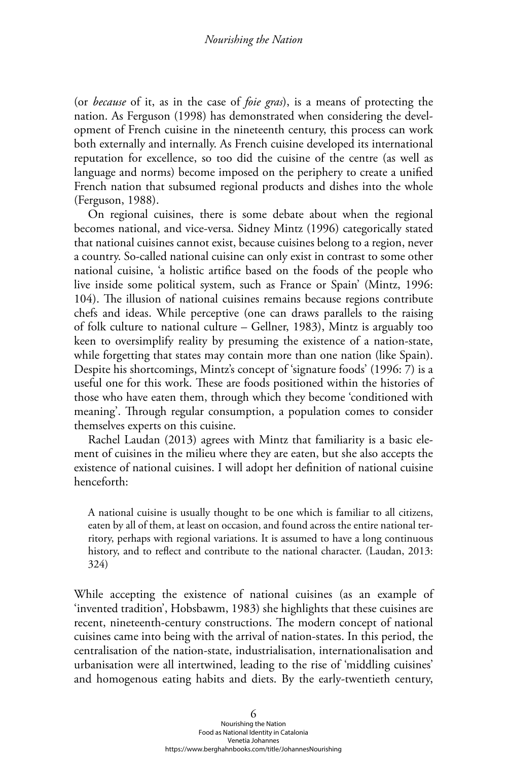(or *because* of it, as in the case of *foie gras*), is a means of protecting the nation. As Ferguson (1998) has demonstrated when considering the development of French cuisine in the nineteenth century, this process can work both externally and internally. As French cuisine developed its international reputation for excellence, so too did the cuisine of the centre (as well as language and norms) become imposed on the periphery to create a unified French nation that subsumed regional products and dishes into the whole (Ferguson, 1988).

On regional cuisines, there is some debate about when the regional becomes national, and vice-versa. Sidney Mintz (1996) categorically stated that national cuisines cannot exist, because cuisines belong to a region, never a country. So-called national cuisine can only exist in contrast to some other national cuisine, 'a holistic artifice based on the foods of the people who live inside some political system, such as France or Spain' (Mintz, 1996: 104). The illusion of national cuisines remains because regions contribute chefs and ideas. While perceptive (one can draws parallels to the raising of folk culture to national culture – Gellner, 1983), Mintz is arguably too keen to oversimplify reality by presuming the existence of a nation-state, while forgetting that states may contain more than one nation (like Spain). Despite his shortcomings, Mintz's concept of 'signature foods' (1996: 7) is a useful one for this work. These are foods positioned within the histories of those who have eaten them, through which they become 'conditioned with meaning'. Through regular consumption, a population comes to consider themselves experts on this cuisine.

Rachel Laudan (2013) agrees with Mintz that familiarity is a basic element of cuisines in the milieu where they are eaten, but she also accepts the existence of national cuisines. I will adopt her definition of national cuisine henceforth:

> A national cuisine is usually thought to be one which is familiar to all citizens, eaten by all of them, at least on occasion, and found across the entire national territory, perhaps with regional variations. It is assumed to have a long continuous history, and to reflect and contribute to the national character. (Laudan, 2013: 324)

While accepting the existence of national cuisines (as an example of 'invented tradition', Hobsbawm, 1983) she highlights that these cuisines are recent, nineteenth-century constructions. The modern concept of national cuisines came into being with the arrival of nation-states. In this period, the centralisation of the nation-state, industrialisation, internationalisation and urbanisation were all intertwined, leading to the rise of 'middling cuisines' and homogenous eating habits and diets. By the early-twentieth century,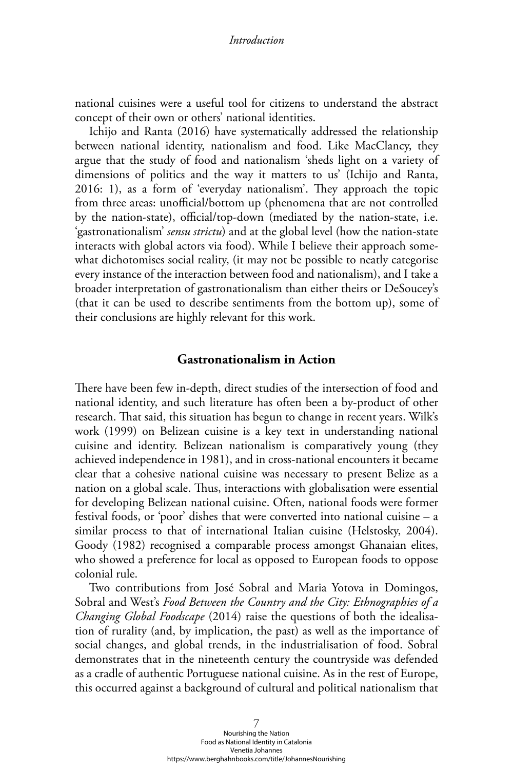national cuisines were a useful tool for citizens to understand the abstract concept of their own or others' national identities.

Ichijo and Ranta (2016) have systematically addressed the relationship between national identity, nationalism and food. Like MacClancy, they argue that the study of food and nationalism 'sheds light on a variety of dimensions of politics and the way it matters to us' (Ichijo and Ranta, 2016: 1), as a form of 'everyday nationalism'. They approach the topic from three areas: unofficial/bottom up (phenomena that are not controlled by the nation-state), official/top-down (mediated by the nation-state, i.e. 'gastronationalism' *sensu strictu*) and at the global level (how the nation-state interacts with global actors via food). While I believe their approach somewhat dichotomises social reality, (it may not be possible to neatly categorise every instance of the interaction between food and nationalism), and I take a broader interpretation of gastronationalism than either theirs or DeSoucey's (that it can be used to describe sentiments from the bottom up), some of their conclusions are highly relevant for this work.

## Gastronationalism in Action

There have been few in-depth, direct studies of the intersection of food and national identity, and such literature has often been a by-product of other research. That said, this situation has begun to change in recent years. Wilk's work (1999) on Belizean cuisine is a key text in understanding national cuisine and identity. Belizean nationalism is comparatively young (they achieved independence in 1981), and in cross-national encounters it became clear that a cohesive national cuisine was necessary to present Belize as a nation on a global scale. Thus, interactions with globalisation were essential for developing Belizean national cuisine. Often, national foods were former festival foods, or 'poor' dishes that were converted into national cuisine – a similar process to that of international Italian cuisine (Helstosky, 2004). Goody (1982) recognised a comparable process amongst Ghanaian elites, who showed a preference for local as opposed to European foods to oppose colonial rule.

Two contributions from José Sobral and Maria Yotova in Domingos, Sobral and West's *Food Between the Country and the City: Ethnographies of a Changing Global Foodscape* (2014) raise the questions of both the idealisation of rurality (and, by implication, the past) as well as the importance of social changes, and global trends, in the industrialisation of food. Sobral demonstrates that in the nineteenth century the countryside was defended as a cradle of authentic Portuguese national cuisine. As in the rest of Europe, this occurred against a background of cultural and political nationalism that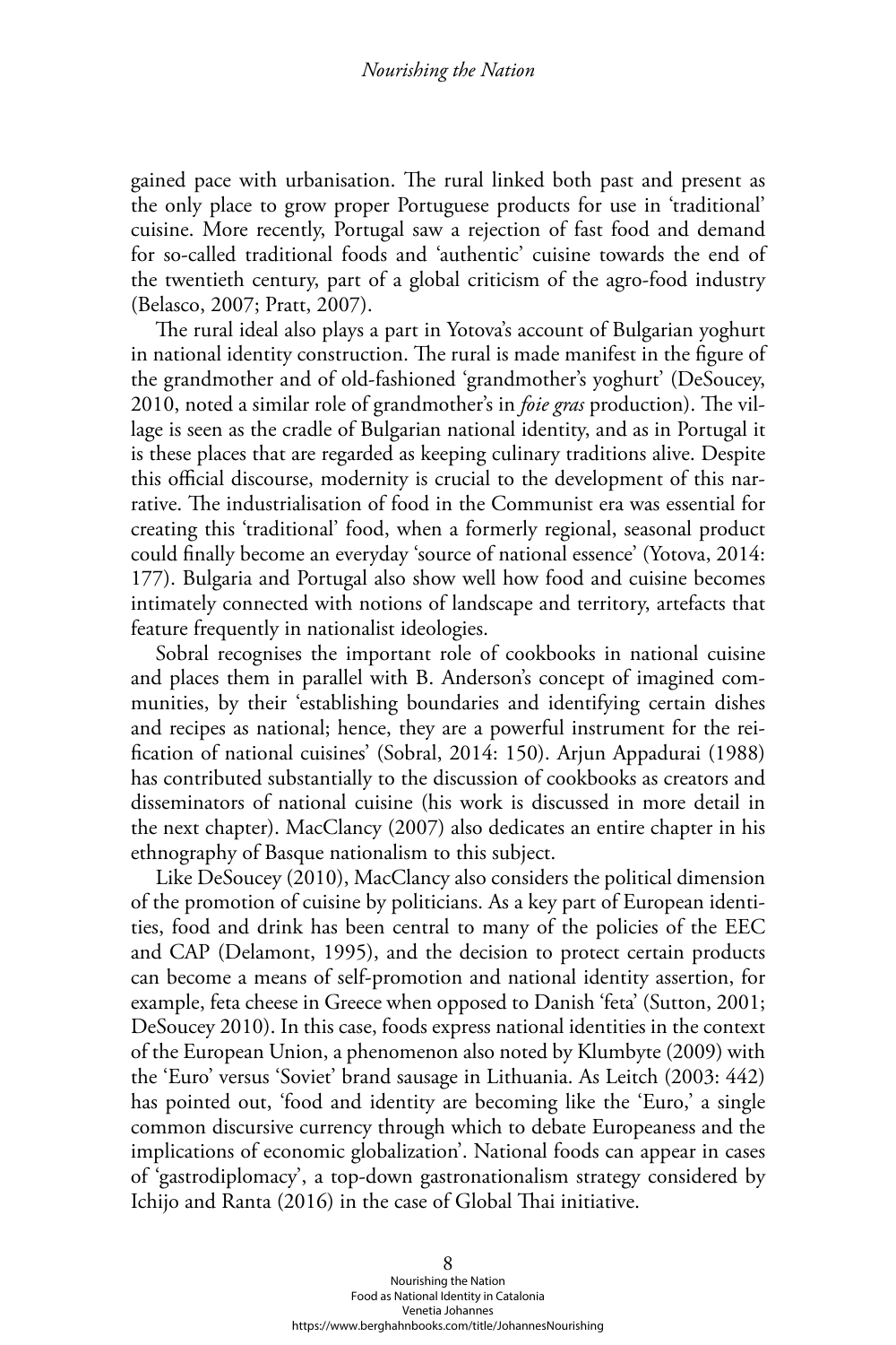gained pace with urbanisation. The rural linked both past and present as the only place to grow proper Portuguese products for use in 'traditional' cuisine. More recently, Portugal saw a rejection of fast food and demand for so-called traditional foods and 'authentic' cuisine towards the end of the twentieth century, part of a global criticism of the agro-food industry (Belasco, 2007; Pratt, 2007).

The rural ideal also plays a part in Yotova's account of Bulgarian yoghurt in national identity construction. The rural is made manifest in the figure of the grandmother and of old-fashioned 'grandmother's yoghurt' (DeSoucey, 2010, noted a similar role of grandmother's in *foie gras* production). The village is seen as the cradle of Bulgarian national identity, and as in Portugal it is these places that are regarded as keeping culinary traditions alive. Despite this official discourse, modernity is crucial to the development of this narrative. The industrialisation of food in the Communist era was essential for creating this 'traditional' food, when a formerly regional, seasonal product could finally become an everyday 'source of national essence' (Yotova, 2014: 177). Bulgaria and Portugal also show well how food and cuisine becomes intimately connected with notions of landscape and territory, artefacts that feature frequently in nationalist ideologies.

Sobral recognises the important role of cookbooks in national cuisine and places them in parallel with B. Anderson's concept of imagined communities, by their 'establishing boundaries and identifying certain dishes and recipes as national; hence, they are a powerful instrument for the reification of national cuisines' (Sobral, 2014: 150). Arjun Appadurai (1988) has contributed substantially to the discussion of cookbooks as creators and disseminators of national cuisine (his work is discussed in more detail in the next chapter). MacClancy (2007) also dedicates an entire chapter in his ethnography of Basque nationalism to this subject.

Like DeSoucey (2010), MacClancy also considers the political dimension of the promotion of cuisine by politicians. As a key part of European identities, food and drink has been central to many of the policies of the EEC and CAP (Delamont, 1995), and the decision to protect certain products can become a means of self-promotion and national identity assertion, for example, feta cheese in Greece when opposed to Danish 'feta' (Sutton, 2001; DeSoucey 2010). In this case, foods express national identities in the context of the European Union, a phenomenon also noted by Klumbyte (2009) with the 'Euro' versus 'Soviet' brand sausage in Lithuania. As Leitch (2003: 442) has pointed out, 'food and identity are becoming like the 'Euro,' a single common discursive currency through which to debate Europeaness and the implications of economic globalization'. National foods can appear in cases of 'gastrodiplomacy', a top-down gastronationalism strategy considered by Ichijo and Ranta (2016) in the case of Global Thai initiative.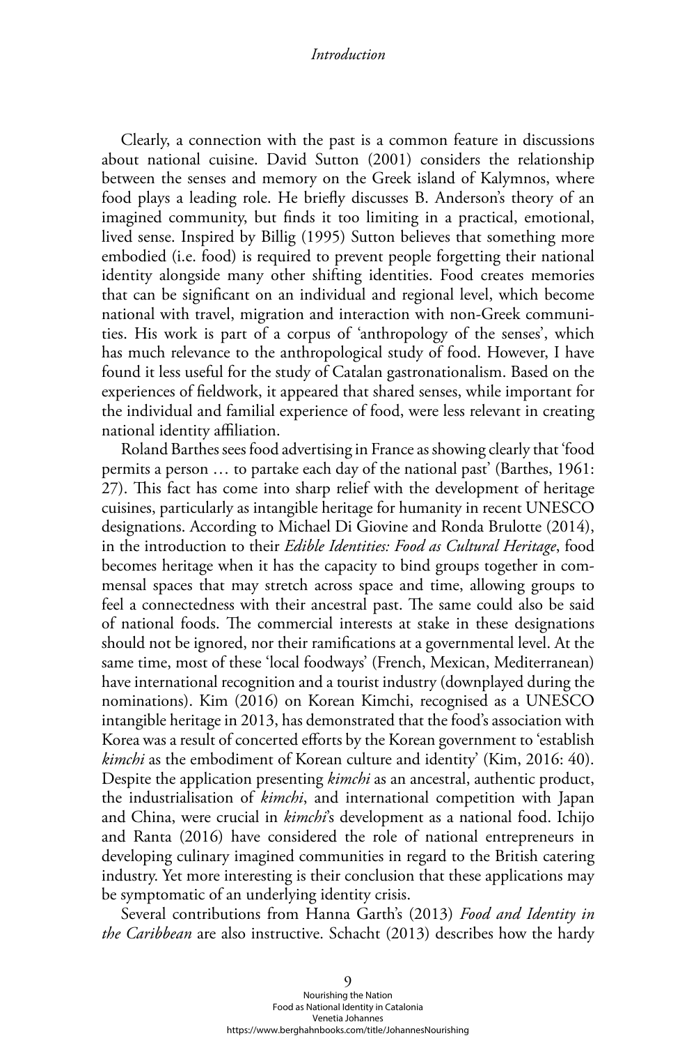Clearly, a connection with the past is a common feature in discussions about national cuisine. David Sutton (2001) considers the relationship between the senses and memory on the Greek island of Kalymnos, where food plays a leading role. He briefly discusses B. Anderson's theory of an imagined community, but finds it too limiting in a practical, emotional, lived sense. Inspired by Billig (1995) Sutton believes that something more embodied (i.e. food) is required to prevent people forgetting their national identity alongside many other shifting identities. Food creates memories that can be significant on an individual and regional level, which become national with travel, migration and interaction with non-Greek communities. His work is part of a corpus of 'anthropology of the senses', which has much relevance to the anthropological study of food. However, I have found it less useful for the study of Catalan gastronationalism. Based on the experiences of fieldwork, it appeared that shared senses, while important for the individual and familial experience of food, were less relevant in creating national identity affiliation.

Roland Barthes sees food advertising in France as showing clearly that 'food permits a person … to partake each day of the national past' (Barthes, 1961: 27). This fact has come into sharp relief with the development of heritage cuisines, particularly as intangible heritage for humanity in recent UNESCO designations. According to Michael Di Giovine and Ronda Brulotte (2014), in the introduction to their *Edible Identities: Food as Cultural Heritage*, food becomes heritage when it has the capacity to bind groups together in commensal spaces that may stretch across space and time, allowing groups to feel a connectedness with their ancestral past. The same could also be said of national foods. The commercial interests at stake in these designations should not be ignored, nor their ramifications at a governmental level. At the same time, most of these 'local foodways' (French, Mexican, Mediterranean) have international recognition and a tourist industry (downplayed during the nominations). Kim (2016) on Korean Kimchi, recognised as a UNESCO intangible heritage in 2013, has demonstrated that the food's association with Korea was a result of concerted efforts by the Korean government to 'establish *kimchi* as the embodiment of Korean culture and identity' (Kim, 2016: 40). Despite the application presenting *kimchi* as an ancestral, authentic product, the industrialisation of *kimchi*, and international competition with Japan and China, were crucial in *kimchi*'s development as a national food. Ichijo and Ranta (2016) have considered the role of national entrepreneurs in developing culinary imagined communities in regard to the British catering industry. Yet more interesting is their conclusion that these applications may be symptomatic of an underlying identity crisis.

Several contributions from Hanna Garth's (2013) *Food and Identity in the Caribbean* are also instructive. Schacht (2013) describes how the hardy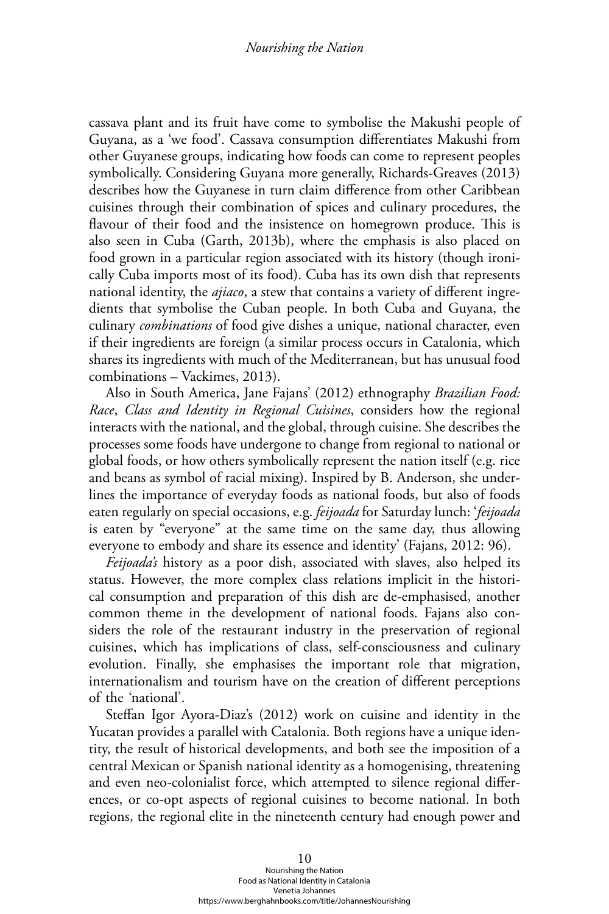cassava plant and its fruit have come to symbolise the Makushi people of Guyana, as a 'we food'. Cassava consumption differentiates Makushi from other Guyanese groups, indicating how foods can come to represent peoples symbolically. Considering Guyana more generally, Richards-Greaves (2013) describes how the Guyanese in turn claim difference from other Caribbean cuisines through their combination of spices and culinary procedures, the flavour of their food and the insistence on homegrown produce. This is also seen in Cuba (Garth, 2013b), where the emphasis is also placed on food grown in a particular region associated with its history (though ironically Cuba imports most of its food). Cuba has its own dish that represents national identity, the *ajiaco*, a stew that contains a variety of different ingredients that symbolise the Cuban people. In both Cuba and Guyana, the culinary *combinations* of food give dishes a unique, national character, even if their ingredients are foreign (a similar process occurs in Catalonia, which shares its ingredients with much of the Mediterranean, but has unusual food combinations – Vackimes, 2013).

Also in South America, Jane Fajans' (2012) ethnography *Brazilian Food: Race, Class and Identity in Regional Cuisines*, considers how the regional interacts with the national, and the global, through cuisine. She describes the processes some foods have undergone to change from regional to national or global foods, or how others symbolically represent the nation itself (e.g. rice and beans as symbol of racial mixing). Inspired by B. Anderson, she underlines the importance of everyday foods as national foods, but also of foods eaten regularly on special occasions, e.g. *feijoada* for Saturday lunch: '*feijoada* is eaten by "everyone" at the same time on the same day, thus allowing everyone to embody and share its essence and identity' (Fajans, 2012: 96).

*Feijoada's* history as a poor dish, associated with slaves, also helped its status. However, the more complex class relations implicit in the historical consumption and preparation of this dish are de-emphasised, another common theme in the development of national foods. Fajans also considers the role of the restaurant industry in the preservation of regional cuisines, which has implications of class, self-consciousness and culinary evolution. Finally, she emphasises the important role that migration, internationalism and tourism have on the creation of different perceptions of the 'national'.

Steffan Igor Ayora-Diaz's (2012) work on cuisine and identity in the Yucatan provides a parallel with Catalonia. Both regions have a unique identity, the result of historical developments, and both see the imposition of a central Mexican or Spanish national identity as a homogenising, threatening and even neo-colonialist force, which attempted to silence regional differences, or co-opt aspects of regional cuisines to become national. In both regions, the regional elite in the nineteenth century had enough power and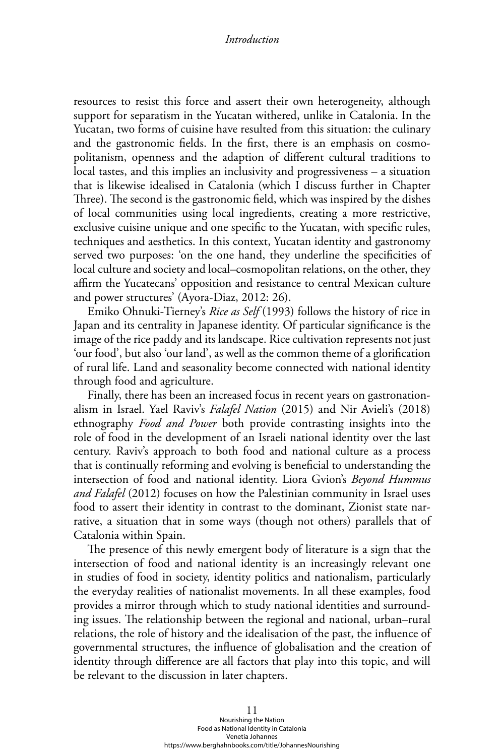resources to resist this force and assert their own heterogeneity, although support for separatism in the Yucatan withered, unlike in Catalonia. In the Yucatan, two forms of cuisine have resulted from this situation: the culinary and the gastronomic fields. In the first, there is an emphasis on cosmopolitanism, openness and the adaption of different cultural traditions to local tastes, and this implies an inclusivity and progressiveness – a situation that is likewise idealised in Catalonia (which I discuss further in Chapter Three). The second is the gastronomic field, which was inspired by the dishes of local communities using local ingredients, creating a more restrictive, exclusive cuisine unique and one specific to the Yucatan, with specific rules, techniques and aesthetics. In this context, Yucatan identity and gastronomy served two purposes: 'on the one hand, they underline the specificities of local culture and society and local–cosmopolitan relations, on the other, they affirm the Yucatecans' opposition and resistance to central Mexican culture and power structures' (Ayora-Diaz, 2012: 26).

Emiko Ohnuki-Tierney's *Rice as Self* (1993) follows the history of rice in Japan and its centrality in Japanese identity. Of particular significance is the image of the rice paddy and its landscape. Rice cultivation represents not just 'our food', but also 'our land', as well as the common theme of a glorification of rural life. Land and seasonality become connected with national identity through food and agriculture.

Finally, there has been an increased focus in recent years on gastronationalism in Israel. Yael Raviv's *Falafel Nation* (2015) and Nir Avieli's (2018) ethnography *Food and Power* both provide contrasting insights into the role of food in the development of an Israeli national identity over the last century. Raviv's approach to both food and national culture as a process that is continually reforming and evolving is beneficial to understanding the intersection of food and national identity. Liora Gvion's *Beyond Hummus and Falafel* (2012) focuses on how the Palestinian community in Israel uses food to assert their identity in contrast to the dominant, Zionist state narrative, a situation that in some ways (though not others) parallels that of Catalonia within Spain.

The presence of this newly emergent body of literature is a sign that the intersection of food and national identity is an increasingly relevant one in studies of food in society, identity politics and nationalism, particularly the everyday realities of nationalist movements. In all these examples, food provides a mirror through which to study national identities and surrounding issues. The relationship between the regional and national, urban–rural relations, the role of history and the idealisation of the past, the influence of governmental structures, the influence of globalisation and the creation of identity through difference are all factors that play into this topic, and will be relevant to the discussion in later chapters.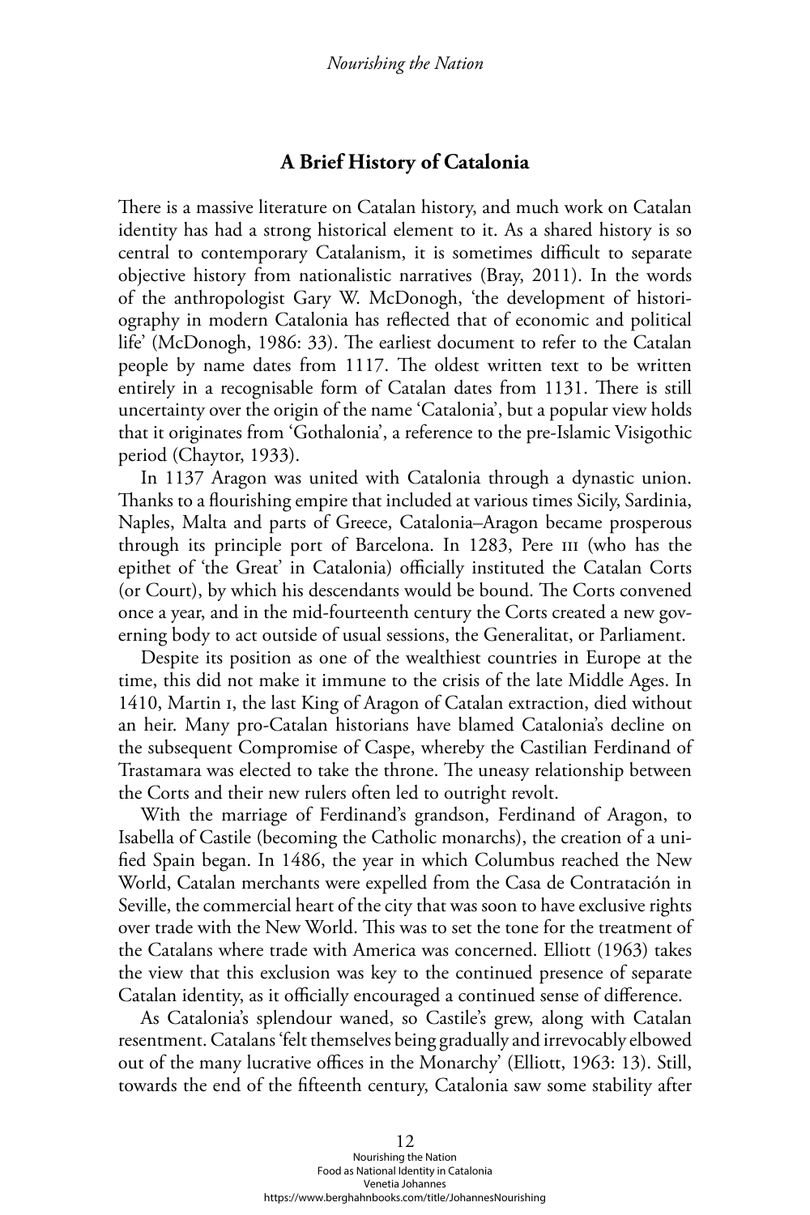## A Brief History of Catalonia

There is a massive literature on Catalan history, and much work on Catalan identity has had a strong historical element to it. As a shared history is so central to contemporary Catalanism, it is sometimes difficult to separate objective history from nationalistic narratives (Bray, 2011). In the words of the anthropologist Gary W. McDonogh, 'the development of historiography in modern Catalonia has reflected that of economic and political life' (McDonogh, 1986: 33). The earliest document to refer to the Catalan people by name dates from 1117. The oldest written text to be written entirely in a recognisable form of Catalan dates from 1131. There is still uncertainty over the origin of the name 'Catalonia', but a popular view holds that it originates from 'Gothalonia', a reference to the pre-Islamic Visigothic period (Chaytor, 1933).

In 1137 Aragon was united with Catalonia through a dynastic union. Thanks to a flourishing empire that included at various times Sicily, Sardinia, Naples, Malta and parts of Greece, Catalonia–Aragon became prosperous through its principle port of Barcelona. In 1283, Pere III (who has the epithet of 'the Great' in Catalonia) officially instituted the Catalan Corts (or Court), by which his descendants would be bound. The Corts convened once a year, and in the mid-fourteenth century the Corts created a new governing body to act outside of usual sessions, the Generalitat, or Parliament.

Despite its position as one of the wealthiest countries in Europe at the time, this did not make it immune to the crisis of the late Middle Ages. In 1410, Martin I, the last King of Aragon of Catalan extraction, died without an heir. Many pro-Catalan historians have blamed Catalonia's decline on the subsequent Compromise of Caspe, whereby the Castilian Ferdinand of Trastamara was elected to take the throne. The uneasy relationship between the Corts and their new rulers often led to outright revolt.

With the marriage of Ferdinand's grandson, Ferdinand of Aragon, to Isabella of Castile (becoming the Catholic monarchs), the creation of a unified Spain began. In 1486, the year in which Columbus reached the New World, Catalan merchants were expelled from the Casa de Contratación in Seville, the commercial heart of the city that was soon to have exclusive rights over trade with the New World. This was to set the tone for the treatment of the Catalans where trade with America was concerned. Elliott (1963) takes the view that this exclusion was key to the continued presence of separate Catalan identity, as it officially encouraged a continued sense of difference.

As Catalonia's splendour waned, so Castile's grew, along with Catalan resentment. Catalans 'felt themselves being gradually and irrevocably elbowed out of the many lucrative offices in the Monarchy' (Elliott, 1963: 13). Still, towards the end of the fifteenth century, Catalonia saw some stability after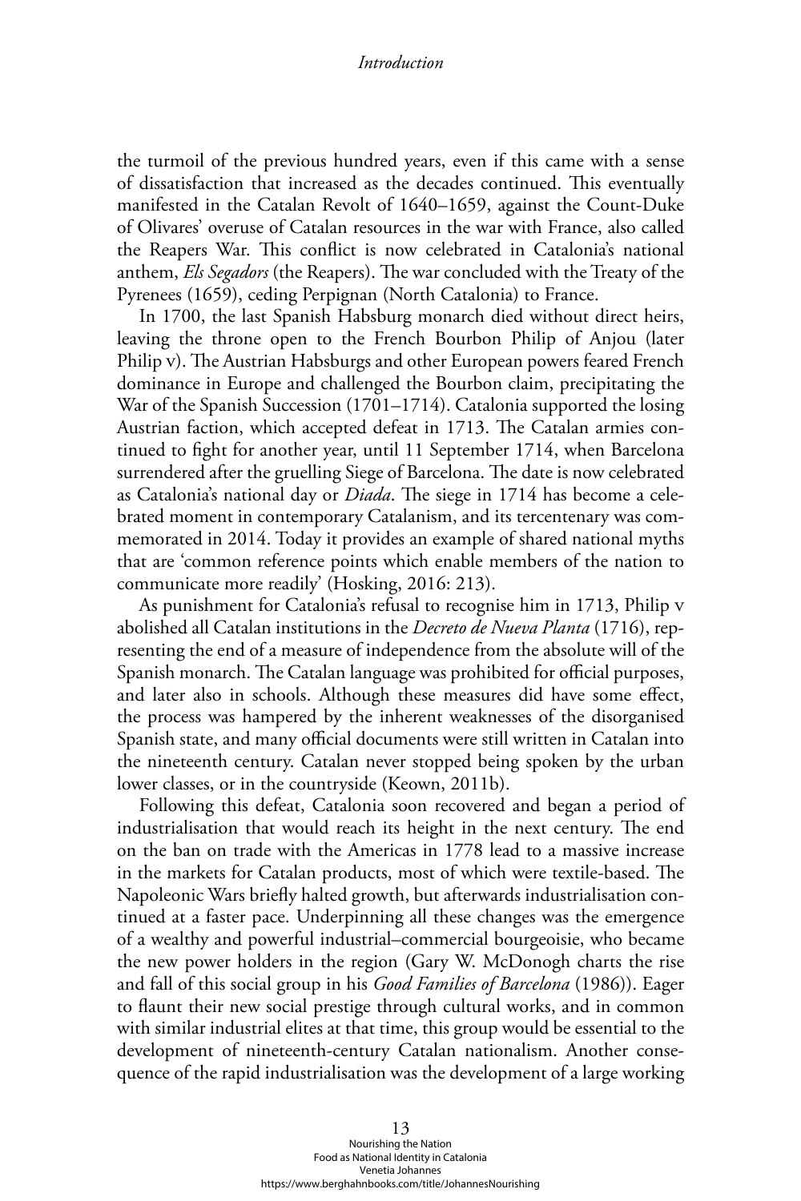the turmoil of the previous hundred years, even if this came with a sense of dissatisfaction that increased as the decades continued. This eventually manifested in the Catalan Revolt of 1640–1659, against the Count-Duke of Olivares' overuse of Catalan resources in the war with France, also called the Reapers War. This conflict is now celebrated in Catalonia's national anthem, *Els Segadors* (the Reapers). The war concluded with the Treaty of the Pyrenees (1659), ceding Perpignan (North Catalonia) to France.

In 1700, the last Spanish Habsburg monarch died without direct heirs, leaving the throne open to the French Bourbon Philip of Anjou (later Philip v). The Austrian Habsburgs and other European powers feared French dominance in Europe and challenged the Bourbon claim, precipitating the War of the Spanish Succession (1701–1714). Catalonia supported the losing Austrian faction, which accepted defeat in 1713. The Catalan armies continued to fight for another year, until 11 September 1714, when Barcelona surrendered after the gruelling Siege of Barcelona. The date is now celebrated as Catalonia's national day or *Diada*. The siege in 1714 has become a celebrated moment in contemporary Catalanism, and its tercentenary was commemorated in 2014. Today it provides an example of shared national myths that are 'common reference points which enable members of the nation to communicate more readily' (Hosking, 2016: 213).

As punishment for Catalonia's refusal to recognise him in 1713, Philip v abolished all Catalan institutions in the *Decreto de Nueva Planta* (1716), representing the end of a measure of independence from the absolute will of the Spanish monarch. The Catalan language was prohibited for official purposes, and later also in schools. Although these measures did have some effect, the process was hampered by the inherent weaknesses of the disorganised Spanish state, and many official documents were still written in Catalan into the nineteenth century. Catalan never stopped being spoken by the urban lower classes, or in the countryside (Keown, 2011b).

Following this defeat, Catalonia soon recovered and began a period of industrialisation that would reach its height in the next century. The end on the ban on trade with the Americas in 1778 lead to a massive increase in the markets for Catalan products, most of which were textile-based. The Napoleonic Wars briefly halted growth, but afterwards industrialisation continued at a faster pace. Underpinning all these changes was the emergence of a wealthy and powerful industrial–commercial bourgeoisie, who became the new power holders in the region (Gary W. McDonogh charts the rise and fall of this social group in his *Good Families of Barcelona* (1986)). Eager to flaunt their new social prestige through cultural works, and in common with similar industrial elites at that time, this group would be essential to the development of nineteenth-century Catalan nationalism. Another consequence of the rapid industrialisation was the development of a large working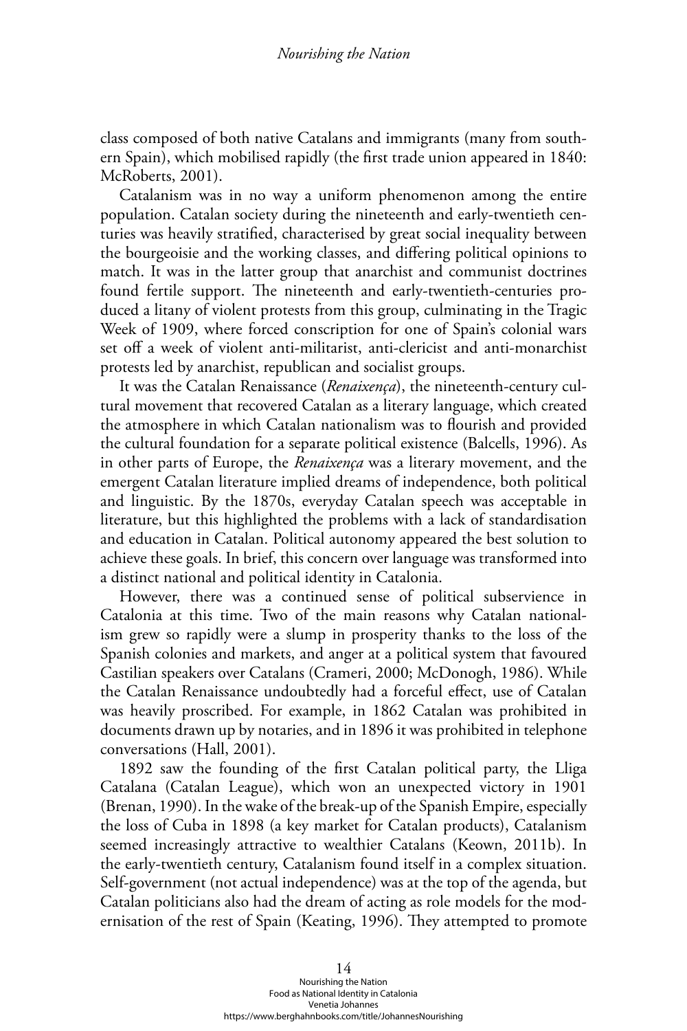class composed of both native Catalans and immigrants (many from southern Spain), which mobilised rapidly (the first trade union appeared in 1840: McRoberts, 2001).

Catalanism was in no way a uniform phenomenon among the entire population. Catalan society during the nineteenth and early-twentieth centuries was heavily stratified, characterised by great social inequality between the bourgeoisie and the working classes, and differing political opinions to match. It was in the latter group that anarchist and communist doctrines found fertile support. The nineteenth and early-twentieth-centuries produced a litany of violent protests from this group, culminating in the Tragic Week of 1909, where forced conscription for one of Spain's colonial wars set off a week of violent anti-militarist, anti-clericist and anti-monarchist protests led by anarchist, republican and socialist groups.

It was the Catalan Renaissance (*Renaixença*), the nineteenth-century cultural movement that recovered Catalan as a literary language, which created the atmosphere in which Catalan nationalism was to flourish and provided the cultural foundation for a separate political existence (Balcells, 1996). As in other parts of Europe, the *Renaixença* was a literary movement, and the emergent Catalan literature implied dreams of independence, both political and linguistic. By the 1870s, everyday Catalan speech was acceptable in literature, but this highlighted the problems with a lack of standardisation and education in Catalan. Political autonomy appeared the best solution to achieve these goals. In brief, this concern over language was transformed into a distinct national and political identity in Catalonia.

However, there was a continued sense of political subservience in Catalonia at this time. Two of the main reasons why Catalan nationalism grew so rapidly were a slump in prosperity thanks to the loss of the Spanish colonies and markets, and anger at a political system that favoured Castilian speakers over Catalans (Crameri, 2000; McDonogh, 1986). While the Catalan Renaissance undoubtedly had a forceful effect, use of Catalan was heavily proscribed. For example, in 1862 Catalan was prohibited in documents drawn up by notaries, and in 1896 it was prohibited in telephone conversations (Hall, 2001).

1892 saw the founding of the first Catalan political party, the Lliga Catalana (Catalan League), which won an unexpected victory in 1901 (Brenan, 1990). In the wake of the break-up of the Spanish Empire, especially the loss of Cuba in 1898 (a key market for Catalan products), Catalanism seemed increasingly attractive to wealthier Catalans (Keown, 2011b). In the early-twentieth century, Catalanism found itself in a complex situation. Self-government (not actual independence) was at the top of the agenda, but Catalan politicians also had the dream of acting as role models for the modernisation of the rest of Spain (Keating, 1996). They attempted to promote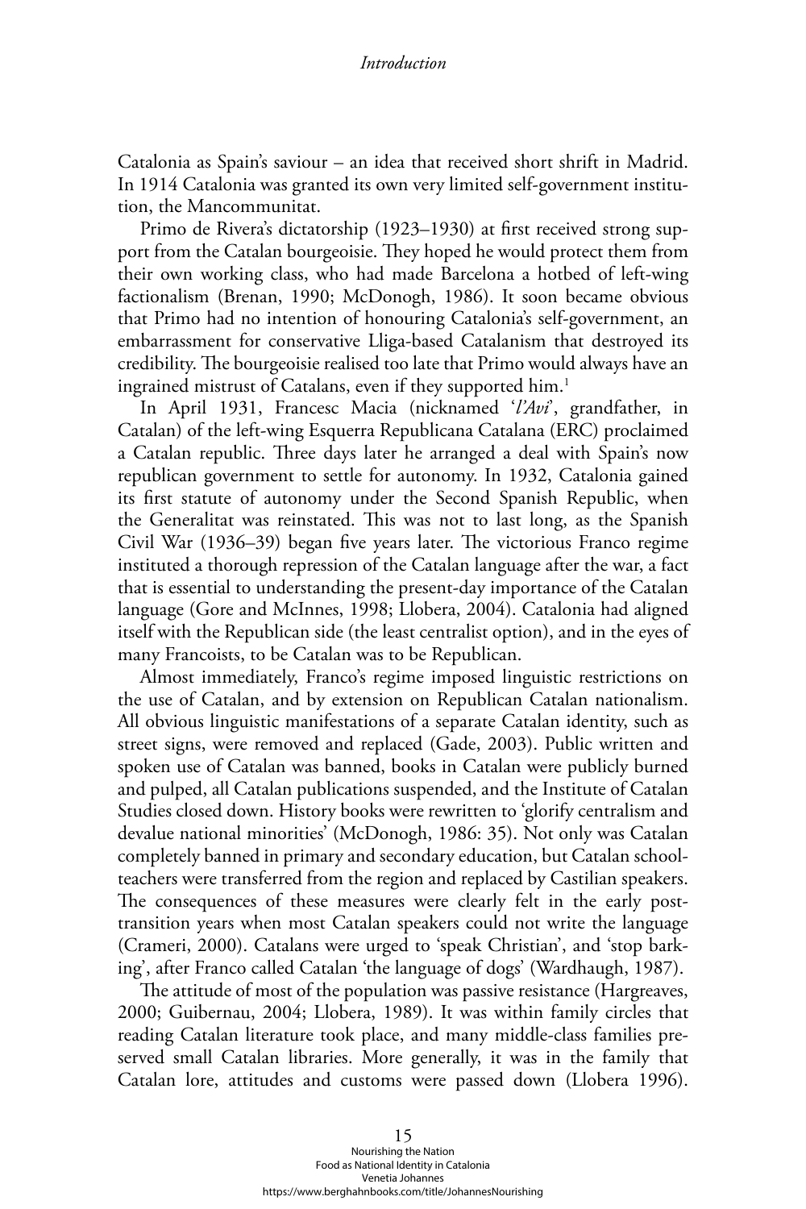Catalonia as Spain's saviour – an idea that received short shrift in Madrid. In 1914 Catalonia was granted its own very limited self-government institution, the Mancommunitat.

Primo de Rivera's dictatorship (1923–1930) at first received strong support from the Catalan bourgeoisie. They hoped he would protect them from their own working class, who had made Barcelona a hotbed of left-wing factionalism (Brenan, 1990; McDonogh, 1986). It soon became obvious that Primo had no intention of honouring Catalonia's self-government, an embarrassment for conservative Lliga-based Catalanism that destroyed its credibility. The bourgeoisie realised too late that Primo would always have an ingrained mistrust of Catalans, even if they supported him.[1]

In April 1931, Francesc Macia (nicknamed '*l'Avi*', grandfather, in Catalan) of the left-wing Esquerra Republicana Catalana (ERC) proclaimed a Catalan republic. Three days later he arranged a deal with Spain's now republican government to settle for autonomy. In 1932, Catalonia gained its first statute of autonomy under the Second Spanish Republic, when the Generalitat was reinstated. This was not to last long, as the Spanish Civil War (1936–39) began five years later. The victorious Franco regime instituted a thorough repression of the Catalan language after the war, a fact that is essential to understanding the present-day importance of the Catalan language (Gore and McInnes, 1998; Llobera, 2004). Catalonia had aligned itself with the Republican side (the least centralist option), and in the eyes of many Francoists, to be Catalan was to be Republican.

Almost immediately, Franco's regime imposed linguistic restrictions on the use of Catalan, and by extension on Republican Catalan nationalism. All obvious linguistic manifestations of a separate Catalan identity, such as street signs, were removed and replaced (Gade, 2003). Public written and spoken use of Catalan was banned, books in Catalan were publicly burned and pulped, all Catalan publications suspended, and the Institute of Catalan Studies closed down. History books were rewritten to 'glorify centralism and devalue national minorities' (McDonogh, 1986: 35). Not only was Catalan completely banned in primary and secondary education, but Catalan schoolteachers were transferred from the region and replaced by Castilian speakers. The consequences of these measures were clearly felt in the early post-transition years when most Catalan speakers could not write the language (Crameri, 2000). Catalans were urged to 'speak Christian', and 'stop barking', after Franco called Catalan 'the language of dogs' (Wardhaugh, 1987).

The attitude of most of the population was passive resistance (Hargreaves, 2000; Guibernau, 2004; Llobera, 1989). It was within family circles that reading Catalan literature took place, and many middle-class families preserved small Catalan libraries. More generally, it was in the family that Catalan lore, attitudes and customs were passed down (Llobera 1996).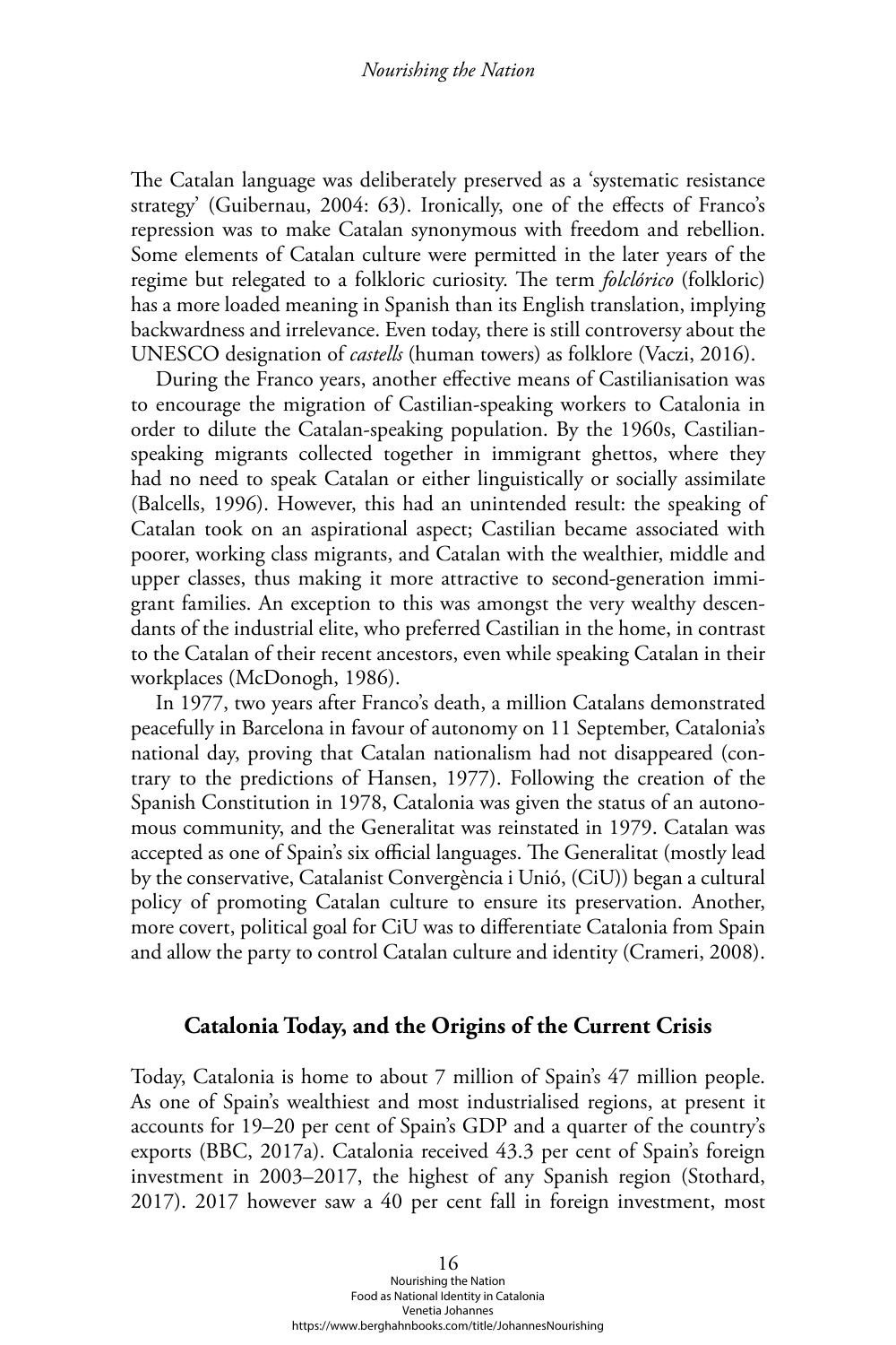The Catalan language was deliberately preserved as a 'systematic resistance strategy' (Guibernau, 2004: 63). Ironically, one of the effects of Franco's repression was to make Catalan synonymous with freedom and rebellion. Some elements of Catalan culture were permitted in the later years of the regime but relegated to a folkloric curiosity. The term *folclórico* (folkloric) has a more loaded meaning in Spanish than its English translation, implying backwardness and irrelevance. Even today, there is still controversy about the UNESCO designation of *castells* (human towers) as folklore (Vaczi, 2016).

During the Franco years, another effective means of Castilianisation was to encourage the migration of Castilian-speaking workers to Catalonia in order to dilute the Catalan-speaking population. By the 1960s, Castilian-speaking migrants collected together in immigrant ghettos, where they had no need to speak Catalan or either linguistically or socially assimilate (Balcells, 1996). However, this had an unintended result: the speaking of Catalan took on an aspirational aspect; Castilian became associated with poorer, working class migrants, and Catalan with the wealthier, middle and upper classes, thus making it more attractive to second-generation immigrant families. An exception to this was amongst the very wealthy descendants of the industrial elite, who preferred Castilian in the home, in contrast to the Catalan of their recent ancestors, even while speaking Catalan in their workplaces (McDonogh, 1986).

In 1977, two years after Franco's death, a million Catalans demonstrated peacefully in Barcelona in favour of autonomy on 11 September, Catalonia's national day, proving that Catalan nationalism had not disappeared (contrary to the predictions of Hansen, 1977). Following the creation of the Spanish Constitution in 1978, Catalonia was given the status of an autonomous community, and the Generalitat was reinstated in 1979. Catalan was accepted as one of Spain's six official languages. The Generalitat (mostly lead by the conservative, Catalanist Convergència i Unió, (CiU)) began a cultural policy of promoting Catalan culture to ensure its preservation. Another, more covert, political goal for CiU was to differentiate Catalonia from Spain and allow the party to control Catalan culture and identity (Crameri, 2008).

## Catalonia Today, and the Origins of the Current Crisis

Today, Catalonia is home to about 7 million of Spain's 47 million people. As one of Spain's wealthiest and most industrialised regions, at present it accounts for 19–20 per cent of Spain's GDP and a quarter of the country's exports (BBC, 2017a). Catalonia received 43.3 per cent of Spain's foreign investment in 2003–2017, the highest of any Spanish region (Stothard, 2017). 2017 however saw a 40 per cent fall in foreign investment, most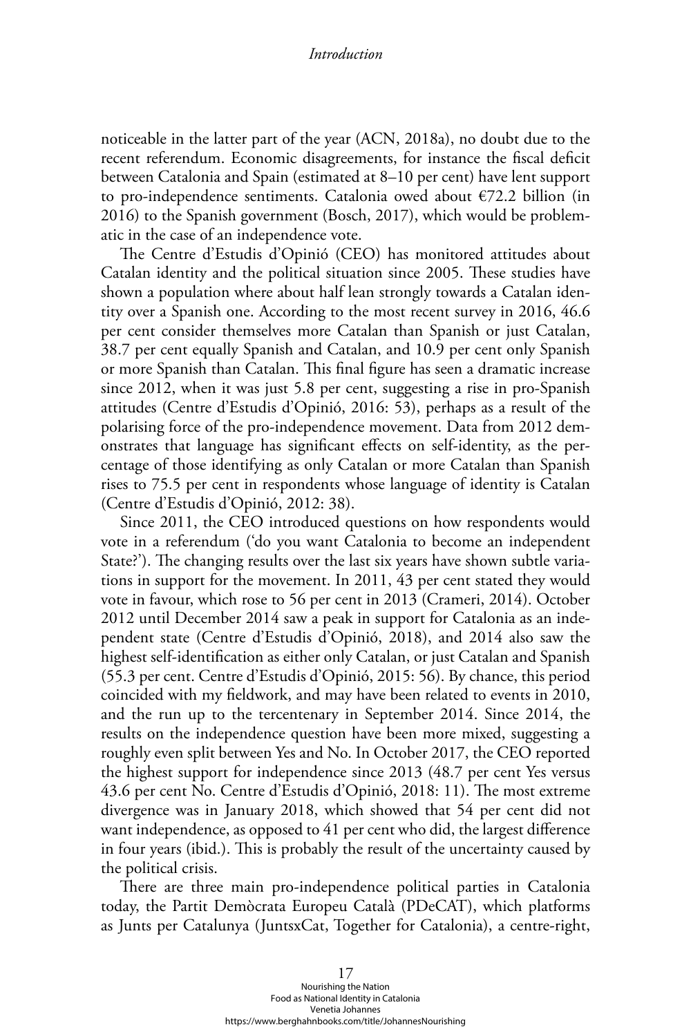noticeable in the latter part of the year (ACN, 2018a), no doubt due to the recent referendum. Economic disagreements, for instance the fiscal deficit between Catalonia and Spain (estimated at 8–10 per cent) have lent support to pro-independence sentiments. Catalonia owed about €72.2 billion (in 2016) to the Spanish government (Bosch, 2017), which would be problematic in the case of an independence vote.

The Centre d'Estudis d'Opinió (CEO) has monitored attitudes about Catalan identity and the political situation since 2005. These studies have shown a population where about half lean strongly towards a Catalan identity over a Spanish one. According to the most recent survey in 2016, 46.6 per cent consider themselves more Catalan than Spanish or just Catalan, 38.7 per cent equally Spanish and Catalan, and 10.9 per cent only Spanish or more Spanish than Catalan. This final figure has seen a dramatic increase since 2012, when it was just 5.8 per cent, suggesting a rise in pro-Spanish attitudes (Centre d'Estudis d'Opinió, 2016: 53), perhaps as a result of the polarising force of the pro-independence movement. Data from 2012 demonstrates that language has significant effects on self-identity, as the percentage of those identifying as only Catalan or more Catalan than Spanish rises to 75.5 per cent in respondents whose language of identity is Catalan (Centre d'Estudis d'Opinió, 2012: 38).

Since 2011, the CEO introduced questions on how respondents would vote in a referendum ('do you want Catalonia to become an independent State?'). The changing results over the last six years have shown subtle variations in support for the movement. In 2011, 43 per cent stated they would vote in favour, which rose to 56 per cent in 2013 (Crameri, 2014). October 2012 until December 2014 saw a peak in support for Catalonia as an independent state (Centre d'Estudis d'Opinió, 2018), and 2014 also saw the highest self-identification as either only Catalan, or just Catalan and Spanish (55.3 per cent. Centre d'Estudis d'Opinió, 2015: 56). By chance, this period coincided with my fieldwork, and may have been related to events in 2010, and the run up to the tercentenary in September 2014. Since 2014, the results on the independence question have been more mixed, suggesting a roughly even split between Yes and No. In October 2017, the CEO reported the highest support for independence since 2013 (48.7 per cent Yes versus 43.6 per cent No. Centre d'Estudis d'Opinió, 2018: 11). The most extreme divergence was in January 2018, which showed that 54 per cent did not want independence, as opposed to 41 per cent who did, the largest difference in four years (ibid.). This is probably the result of the uncertainty caused by the political crisis.

There are three main pro-independence political parties in Catalonia today, the Partit Demòcrata Europeu Català (PDeCAT), which platforms as Junts per Catalunya (JuntsxCat, Together for Catalonia), a centre-right,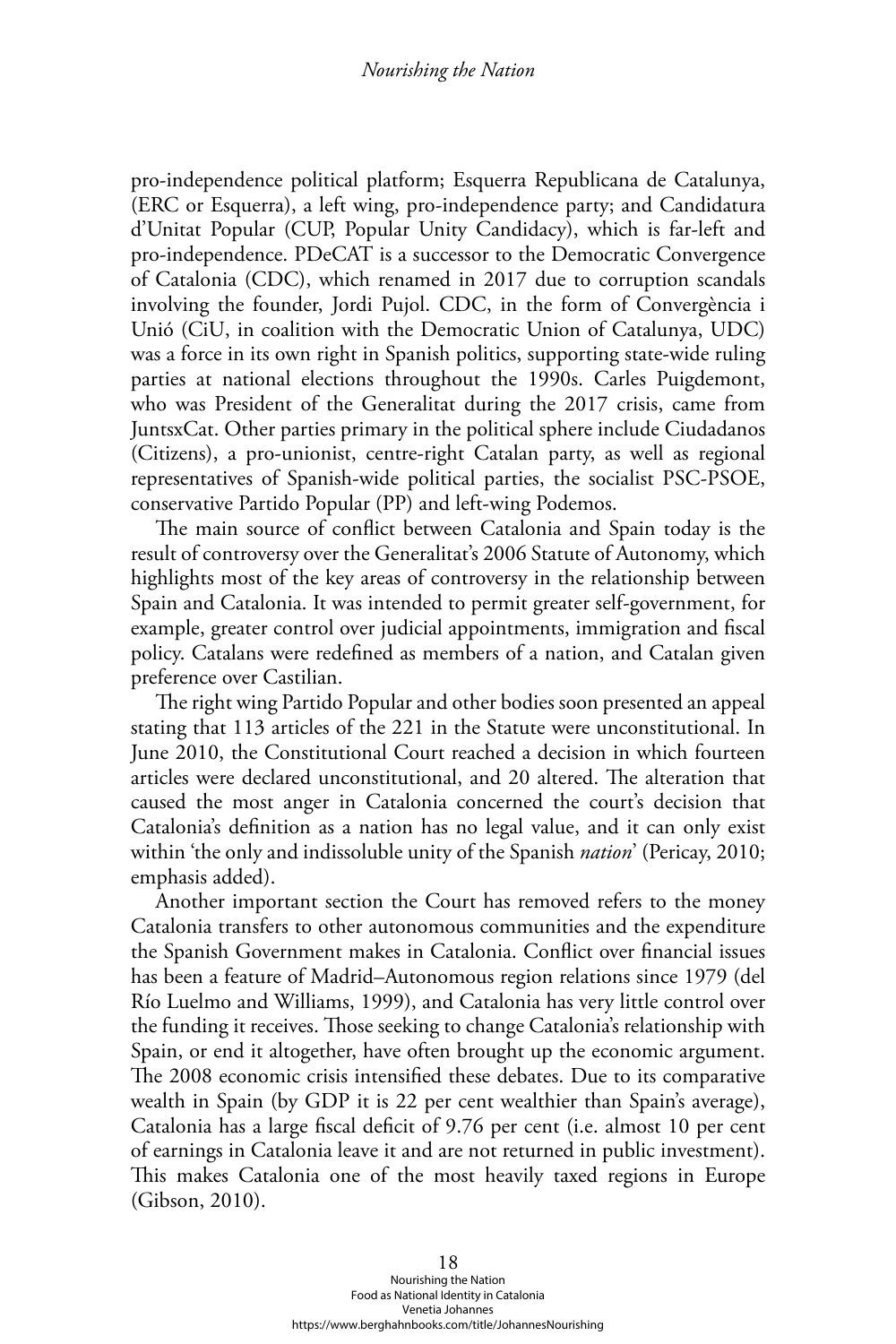pro-independence political platform; Esquerra Republicana de Catalunya, (ERC or Esquerra), a left wing, pro-independence party; and Candidatura d'Unitat Popular (CUP, Popular Unity Candidacy), which is far-left and pro-independence. PDeCAT is a successor to the Democratic Convergence of Catalonia (CDC), which renamed in 2017 due to corruption scandals involving the founder, Jordi Pujol. CDC, in the form of Convergència i Unió (CiU, in coalition with the Democratic Union of Catalunya, UDC) was a force in its own right in Spanish politics, supporting state-wide ruling parties at national elections throughout the 1990s. Carles Puigdemont, who was President of the Generalitat during the 2017 crisis, came from JuntsxCat. Other parties primary in the political sphere include Ciudadanos (Citizens), a pro-unionist, centre-right Catalan party, as well as regional representatives of Spanish-wide political parties, the socialist PSC-PSOE, conservative Partido Popular (PP) and left-wing Podemos.

The main source of conflict between Catalonia and Spain today is the result of controversy over the Generalitat's 2006 Statute of Autonomy, which highlights most of the key areas of controversy in the relationship between Spain and Catalonia. It was intended to permit greater self-government, for example, greater control over judicial appointments, immigration and fiscal policy. Catalans were redefined as members of a nation, and Catalan given preference over Castilian.

The right wing Partido Popular and other bodies soon presented an appeal stating that 113 articles of the 221 in the Statute were unconstitutional. In June 2010, the Constitutional Court reached a decision in which fourteen articles were declared unconstitutional, and 20 altered. The alteration that caused the most anger in Catalonia concerned the court's decision that Catalonia's definition as a nation has no legal value, and it can only exist within 'the only and indissoluble unity of the Spanish *nation*' (Pericay, 2010; emphasis added).

Another important section the Court has removed refers to the money Catalonia transfers to other autonomous communities and the expenditure the Spanish Government makes in Catalonia. Conflict over financial issues has been a feature of Madrid–Autonomous region relations since 1979 (del Río Luelmo and Williams, 1999), and Catalonia has very little control over the funding it receives. Those seeking to change Catalonia's relationship with Spain, or end it altogether, have often brought up the economic argument. The 2008 economic crisis intensified these debates. Due to its comparative wealth in Spain (by GDP it is 22 per cent wealthier than Spain's average), Catalonia has a large fiscal deficit of 9.76 per cent (i.e. almost 10 per cent of earnings in Catalonia leave it and are not returned in public investment). This makes Catalonia one of the most heavily taxed regions in Europe (Gibson, 2010).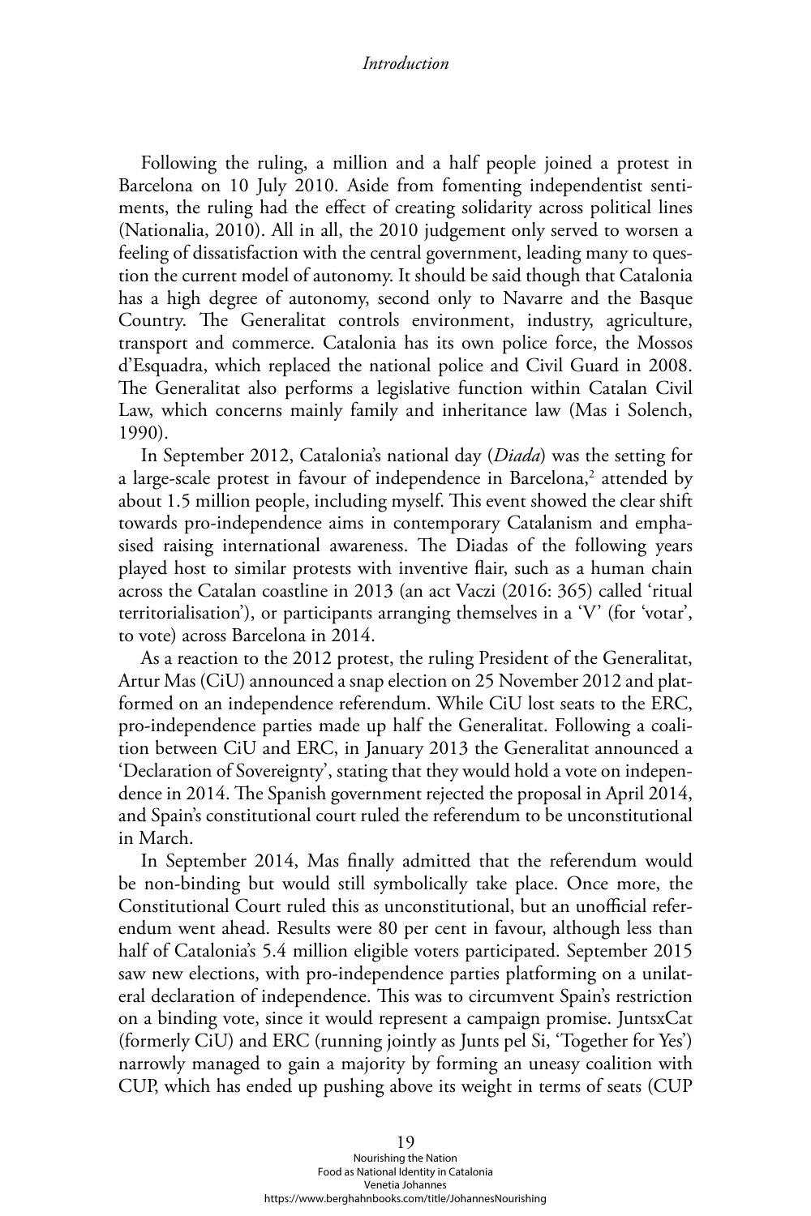Following the ruling, a million and a half people joined a protest in Barcelona on 10 July 2010. Aside from fomenting independentist sentiments, the ruling had the effect of creating solidarity across political lines (Nationalia, 2010). All in all, the 2010 judgement only served to worsen a feeling of dissatisfaction with the central government, leading many to question the current model of autonomy. It should be said though that Catalonia has a high degree of autonomy, second only to Navarre and the Basque Country. The Generalitat controls environment, industry, agriculture, transport and commerce. Catalonia has its own police force, the Mossos d'Esquadra, which replaced the national police and Civil Guard in 2008. The Generalitat also performs a legislative function within Catalan Civil Law, which concerns mainly family and inheritance law (Mas i Solench, 1990).

In September 2012, Catalonia's national day (*Diada*) was the setting for a large-scale protest in favour of independence in Barcelona,[2] attended by about 1.5 million people, including myself. This event showed the clear shift towards pro-independence aims in contemporary Catalanism and emphasised raising international awareness. The Diadas of the following years played host to similar protests with inventive flair, such as a human chain across the Catalan coastline in 2013 (an act Vaczi (2016: 365) called 'ritual territorialisation'), or participants arranging themselves in a 'V' (for 'votar', to vote) across Barcelona in 2014.

As a reaction to the 2012 protest, the ruling President of the Generalitat, Artur Mas (CiU) announced a snap election on 25 November 2012 and platformed on an independence referendum. While CiU lost seats to the ERC, pro-independence parties made up half the Generalitat. Following a coalition between CiU and ERC, in January 2013 the Generalitat announced a 'Declaration of Sovereignty', stating that they would hold a vote on independence in 2014. The Spanish government rejected the proposal in April 2014, and Spain's constitutional court ruled the referendum to be unconstitutional in March.

In September 2014, Mas finally admitted that the referendum would be non-binding but would still symbolically take place. Once more, the Constitutional Court ruled this as unconstitutional, but an unofficial referendum went ahead. Results were 80 per cent in favour, although less than half of Catalonia's 5.4 million eligible voters participated. September 2015 saw new elections, with pro-independence parties platforming on a unilateral declaration of independence. This was to circumvent Spain's restriction on a binding vote, since it would represent a campaign promise. JuntsxCat (formerly CiU) and ERC (running jointly as Junts pel Si, 'Together for Yes') narrowly managed to gain a majority by forming an uneasy coalition with CUP, which has ended up pushing above its weight in terms of seats (CUP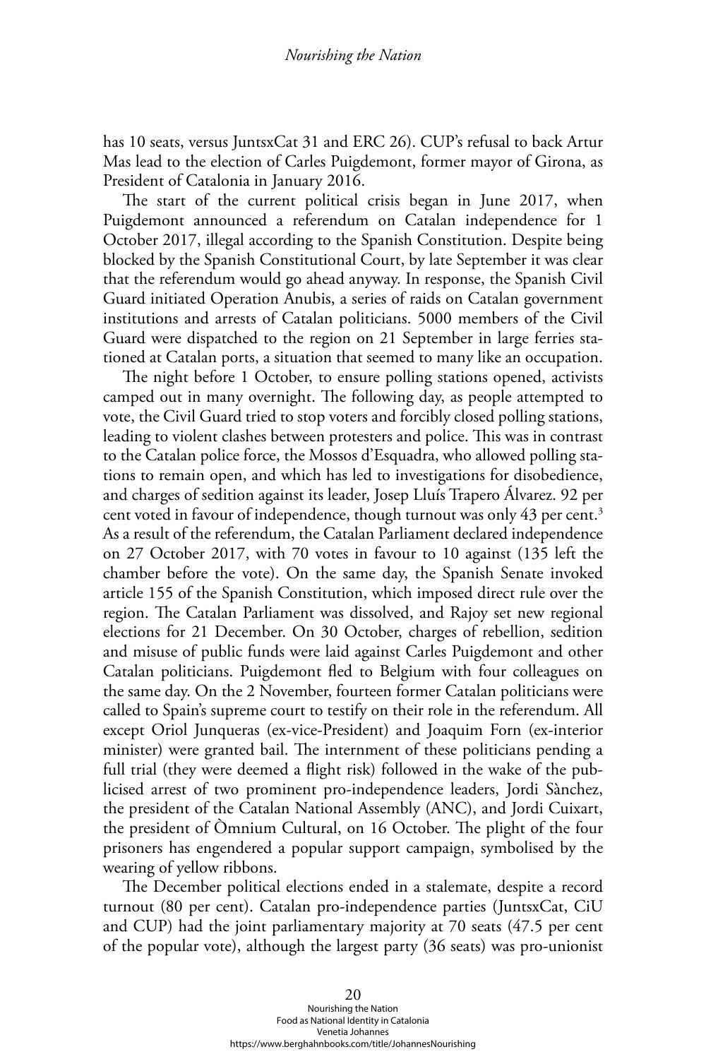has 10 seats, versus JuntsxCat 31 and ERC 26). CUP's refusal to back Artur Mas lead to the election of Carles Puigdemont, former mayor of Girona, as President of Catalonia in January 2016.

The start of the current political crisis began in June 2017, when Puigdemont announced a referendum on Catalan independence for 1 October 2017, illegal according to the Spanish Constitution. Despite being blocked by the Spanish Constitutional Court, by late September it was clear that the referendum would go ahead anyway. In response, the Spanish Civil Guard initiated Operation Anubis, a series of raids on Catalan government institutions and arrests of Catalan politicians. 5000 members of the Civil Guard were dispatched to the region on 21 September in large ferries stationed at Catalan ports, a situation that seemed to many like an occupation.

The night before 1 October, to ensure polling stations opened, activists camped out in many overnight. The following day, as people attempted to vote, the Civil Guard tried to stop voters and forcibly closed polling stations, leading to violent clashes between protesters and police. This was in contrast to the Catalan police force, the Mossos d'Esquadra, who allowed polling stations to remain open, and which has led to investigations for disobedience, and charges of sedition against its leader, Josep Lluís Trapero Álvarez. 92 per cent voted in favour of independence, though turnout was only 43 per cent.[3] As a result of the referendum, the Catalan Parliament declared independence on 27 October 2017, with 70 votes in favour to 10 against (135 left the chamber before the vote). On the same day, the Spanish Senate invoked article 155 of the Spanish Constitution, which imposed direct rule over the region. The Catalan Parliament was dissolved, and Rajoy set new regional elections for 21 December. On 30 October, charges of rebellion, sedition and misuse of public funds were laid against Carles Puigdemont and other Catalan politicians. Puigdemont fled to Belgium with four colleagues on the same day. On the 2 November, fourteen former Catalan politicians were called to Spain's supreme court to testify on their role in the referendum. All except Oriol Junqueras (ex-vice-President) and Joaquim Forn (ex-interior minister) were granted bail. The internment of these politicians pending a full trial (they were deemed a flight risk) followed in the wake of the publicised arrest of two prominent pro-independence leaders, Jordi Sànchez, the president of the Catalan National Assembly (ANC), and Jordi Cuixart, the president of Òmnium Cultural, on 16 October. The plight of the four prisoners has engendered a popular support campaign, symbolised by the wearing of yellow ribbons.

The December political elections ended in a stalemate, despite a record turnout (80 per cent). Catalan pro-independence parties (JuntsxCat, CiU and CUP) had the joint parliamentary majority at 70 seats (47.5 per cent of the popular vote), although the largest party (36 seats) was pro-unionist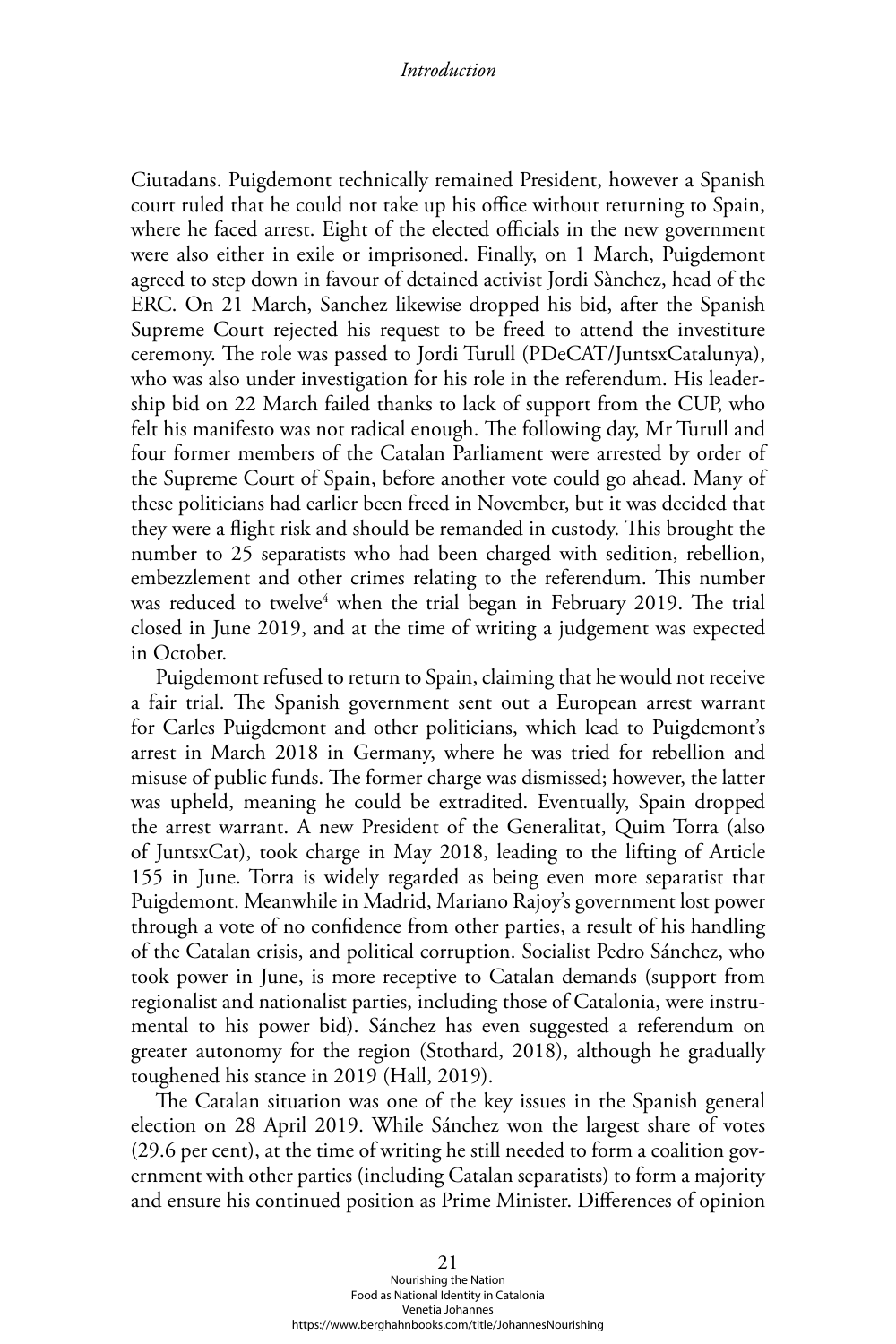Ciutadans. Puigdemont technically remained President, however a Spanish court ruled that he could not take up his office without returning to Spain, where he faced arrest. Eight of the elected officials in the new government were also either in exile or imprisoned. Finally, on 1 March, Puigdemont agreed to step down in favour of detained activist Jordi Sànchez, head of the ERC. On 21 March, Sanchez likewise dropped his bid, after the Spanish Supreme Court rejected his request to be freed to attend the investiture ceremony. The role was passed to Jordi Turull (PDeCAT/JuntsxCatalunya), who was also under investigation for his role in the referendum. His leadership bid on 22 March failed thanks to lack of support from the CUP, who felt his manifesto was not radical enough. The following day, Mr Turull and four former members of the Catalan Parliament were arrested by order of the Supreme Court of Spain, before another vote could go ahead. Many of these politicians had earlier been freed in November, but it was decided that they were a flight risk and should be remanded in custody. This brought the number to 25 separatists who had been charged with sedition, rebellion, embezzlement and other crimes relating to the referendum. This number was reduced to twelve[4] when the trial began in February 2019. The trial closed in June 2019, and at the time of writing a judgement was expected in October.

Puigdemont refused to return to Spain, claiming that he would not receive a fair trial. The Spanish government sent out a European arrest warrant for Carles Puigdemont and other politicians, which lead to Puigdemont's arrest in March 2018 in Germany, where he was tried for rebellion and misuse of public funds. The former charge was dismissed; however, the latter was upheld, meaning he could be extradited. Eventually, Spain dropped the arrest warrant. A new President of the Generalitat, Quim Torra (also of JuntsxCat), took charge in May 2018, leading to the lifting of Article 155 in June. Torra is widely regarded as being even more separatist that Puigdemont. Meanwhile in Madrid, Mariano Rajoy's government lost power through a vote of no confidence from other parties, a result of his handling of the Catalan crisis, and political corruption. Socialist Pedro Sánchez, who took power in June, is more receptive to Catalan demands (support from regionalist and nationalist parties, including those of Catalonia, were instrumental to his power bid). Sánchez has even suggested a referendum on greater autonomy for the region (Stothard, 2018), although he gradually toughened his stance in 2019 (Hall, 2019).

The Catalan situation was one of the key issues in the Spanish general election on 28 April 2019. While Sánchez won the largest share of votes (29.6 per cent), at the time of writing he still needed to form a coalition government with other parties (including Catalan separatists) to form a majority and ensure his continued position as Prime Minister. Differences of opinion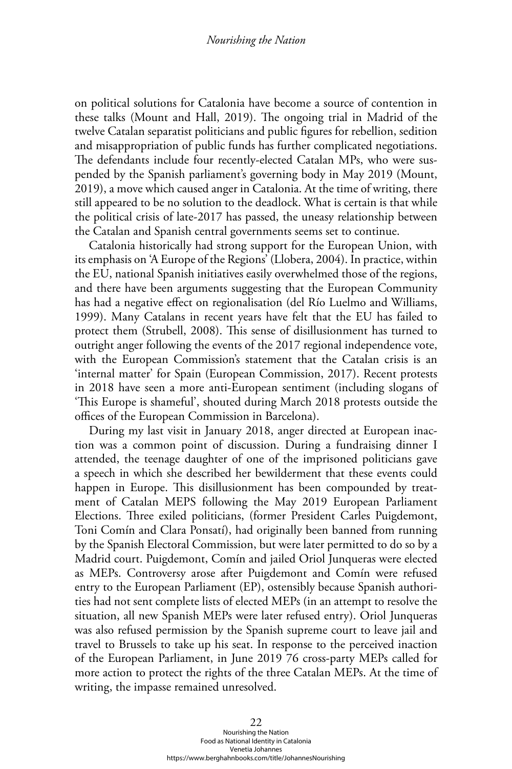on political solutions for Catalonia have become a source of contention in these talks (Mount and Hall, 2019). The ongoing trial in Madrid of the twelve Catalan separatist politicians and public figures for rebellion, sedition and misappropriation of public funds has further complicated negotiations. The defendants include four recently-elected Catalan MPs, who were suspended by the Spanish parliament's governing body in May 2019 (Mount, 2019), a move which caused anger in Catalonia. At the time of writing, there still appeared to be no solution to the deadlock. What is certain is that while the political crisis of late-2017 has passed, the uneasy relationship between the Catalan and Spanish central governments seems set to continue.

Catalonia historically had strong support for the European Union, with its emphasis on 'A Europe of the Regions' (Llobera, 2004). In practice, within the EU, national Spanish initiatives easily overwhelmed those of the regions, and there have been arguments suggesting that the European Community has had a negative effect on regionalisation (del Río Luelmo and Williams, 1999). Many Catalans in recent years have felt that the EU has failed to protect them (Strubell, 2008). This sense of disillusionment has turned to outright anger following the events of the 2017 regional independence vote, with the European Commission's statement that the Catalan crisis is an 'internal matter' for Spain (European Commission, 2017). Recent protests in 2018 have seen a more anti-European sentiment (including slogans of 'This Europe is shameful', shouted during March 2018 protests outside the offices of the European Commission in Barcelona).

During my last visit in January 2018, anger directed at European inaction was a common point of discussion. During a fundraising dinner I attended, the teenage daughter of one of the imprisoned politicians gave a speech in which she described her bewilderment that these events could happen in Europe. This disillusionment has been compounded by treatment of Catalan MEPS following the May 2019 European Parliament Elections. Three exiled politicians, (former President Carles Puigdemont, Toni Comín and Clara Ponsatí), had originally been banned from running by the Spanish Electoral Commission, but were later permitted to do so by a Madrid court. Puigdemont, Comín and jailed Oriol Junqueras were elected as MEPs. Controversy arose after Puigdemont and Comín were refused entry to the European Parliament (EP), ostensibly because Spanish authorities had not sent complete lists of elected MEPs (in an attempt to resolve the situation, all new Spanish MEPs were later refused entry). Oriol Junqueras was also refused permission by the Spanish supreme court to leave jail and travel to Brussels to take up his seat. In response to the perceived inaction of the European Parliament, in June 2019 76 cross-party MEPs called for more action to protect the rights of the three Catalan MEPs. At the time of writing, the impasse remained unresolved.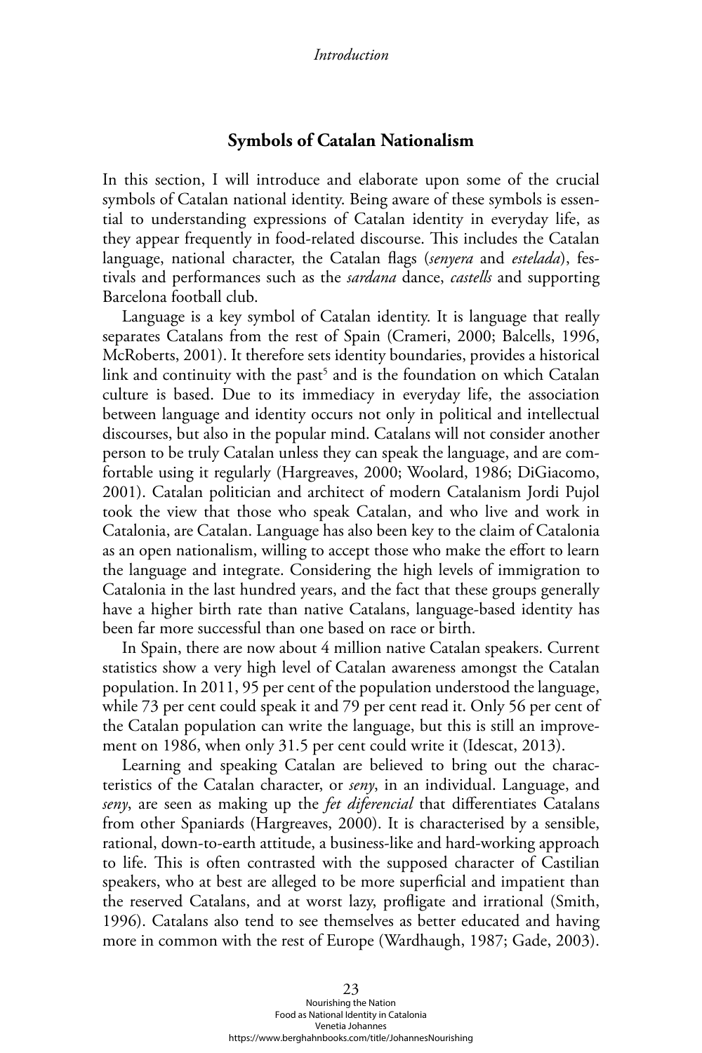## Symbols of Catalan Nationalism

In this section, I will introduce and elaborate upon some of the crucial symbols of Catalan national identity. Being aware of these symbols is essential to understanding expressions of Catalan identity in everyday life, as they appear frequently in food-related discourse. This includes the Catalan language, national character, the Catalan flags (*senyera* and *estelada*), festivals and performances such as the *sardana* dance, *castells* and supporting Barcelona football club.

Language is a key symbol of Catalan identity. It is language that really separates Catalans from the rest of Spain (Crameri, 2000; Balcells, 1996, McRoberts, 2001). It therefore sets identity boundaries, provides a historical link and continuity with the past[5] and is the foundation on which Catalan culture is based. Due to its immediacy in everyday life, the association between language and identity occurs not only in political and intellectual discourses, but also in the popular mind. Catalans will not consider another person to be truly Catalan unless they can speak the language, and are comfortable using it regularly (Hargreaves, 2000; Woolard, 1986; DiGiacomo, 2001). Catalan politician and architect of modern Catalanism Jordi Pujol took the view that those who speak Catalan, and who live and work in Catalonia, are Catalan. Language has also been key to the claim of Catalonia as an open nationalism, willing to accept those who make the effort to learn the language and integrate. Considering the high levels of immigration to Catalonia in the last hundred years, and the fact that these groups generally have a higher birth rate than native Catalans, language-based identity has been far more successful than one based on race or birth.

In Spain, there are now about 4 million native Catalan speakers. Current statistics show a very high level of Catalan awareness amongst the Catalan population. In 2011, 95 per cent of the population understood the language, while 73 per cent could speak it and 79 per cent read it. Only 56 per cent of the Catalan population can write the language, but this is still an improvement on 1986, when only 31.5 per cent could write it (Idescat, 2013).

Learning and speaking Catalan are believed to bring out the characteristics of the Catalan character, or *seny*, in an individual. Language, and *seny*, are seen as making up the *fet diferencial* that differentiates Catalans from other Spaniards (Hargreaves, 2000). It is characterised by a sensible, rational, down-to-earth attitude, a business-like and hard-working approach to life. This is often contrasted with the supposed character of Castilian speakers, who at best are alleged to be more superficial and impatient than the reserved Catalans, and at worst lazy, profligate and irrational (Smith, 1996). Catalans also tend to see themselves as better educated and having more in common with the rest of Europe (Wardhaugh, 1987; Gade, 2003).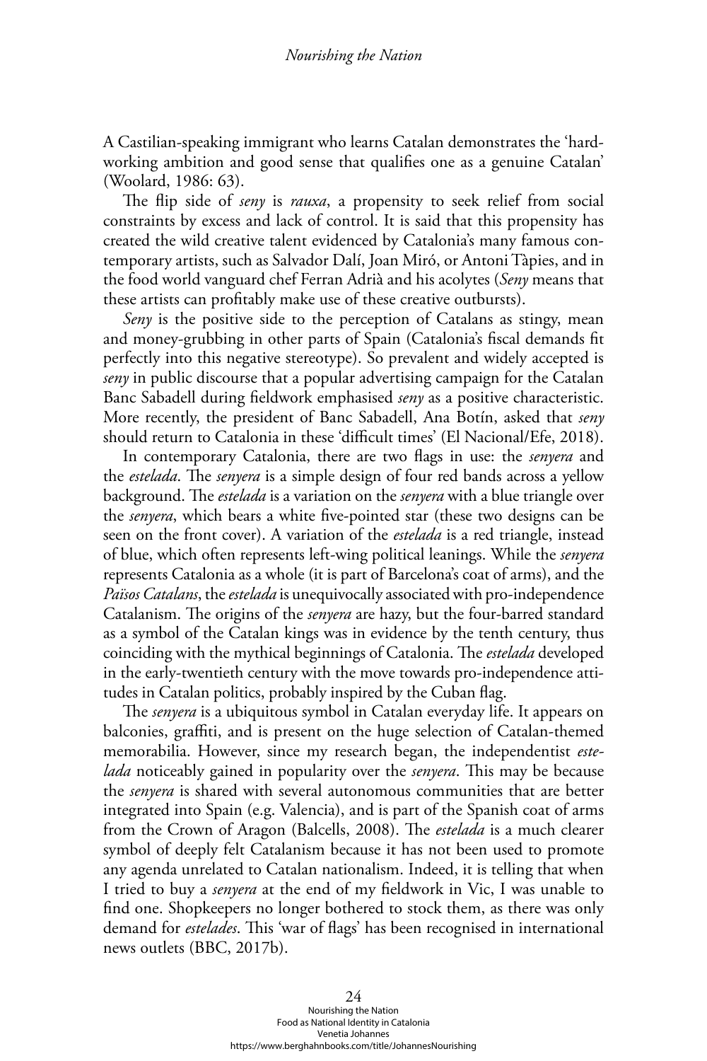A Castilian-speaking immigrant who learns Catalan demonstrates the 'hard-working ambition and good sense that qualifies one as a genuine Catalan' (Woolard, 1986: 63).

The flip side of *seny* is *rauxa*, a propensity to seek relief from social constraints by excess and lack of control. It is said that this propensity has created the wild creative talent evidenced by Catalonia's many famous contemporary artists, such as Salvador Dalí, Joan Miró, or Antoni Tàpies, and in the food world vanguard chef Ferran Adrià and his acolytes (*Seny* means that these artists can profitably make use of these creative outbursts).

*Seny* is the positive side to the perception of Catalans as stingy, mean and money-grubbing in other parts of Spain (Catalonia's fiscal demands fit perfectly into this negative stereotype). So prevalent and widely accepted is *seny* in public discourse that a popular advertising campaign for the Catalan Banc Sabadell during fieldwork emphasised *seny* as a positive characteristic. More recently, the president of Banc Sabadell, Ana Botín, asked that *seny* should return to Catalonia in these 'difficult times' (El Nacional/Efe, 2018).

In contemporary Catalonia, there are two flags in use: the *senyera* and the *estelada*. The *senyera* is a simple design of four red bands across a yellow background. The *estelada* is a variation on the *senyera* with a blue triangle over the *senyera*, which bears a white five-pointed star (these two designs can be seen on the front cover). A variation of the *estelada* is a red triangle, instead of blue, which often represents left-wing political leanings. While the *senyera* represents Catalonia as a whole (it is part of Barcelona's coat of arms), and the *Països Catalans*, the *estelada* is unequivocally associated with pro-independence Catalanism. The origins of the *senyera* are hazy, but the four-barred standard as a symbol of the Catalan kings was in evidence by the tenth century, thus coinciding with the mythical beginnings of Catalonia. The *estelada* developed in the early-twentieth century with the move towards pro-independence attitudes in Catalan politics, probably inspired by the Cuban flag.

The *senyera* is a ubiquitous symbol in Catalan everyday life. It appears on balconies, graffiti, and is present on the huge selection of Catalan-themed memorabilia. However, since my research began, the independentist *estelada* noticeably gained in popularity over the *senyera*. This may be because the *senyera* is shared with several autonomous communities that are better integrated into Spain (e.g. Valencia), and is part of the Spanish coat of arms from the Crown of Aragon (Balcells, 2008). The *estelada* is a much clearer symbol of deeply felt Catalanism because it has not been used to promote any agenda unrelated to Catalan nationalism. Indeed, it is telling that when I tried to buy a *senyera* at the end of my fieldwork in Vic, I was unable to find one. Shopkeepers no longer bothered to stock them, as there was only demand for *estelades*. This 'war of flags' has been recognised in international news outlets (BBC, 2017b).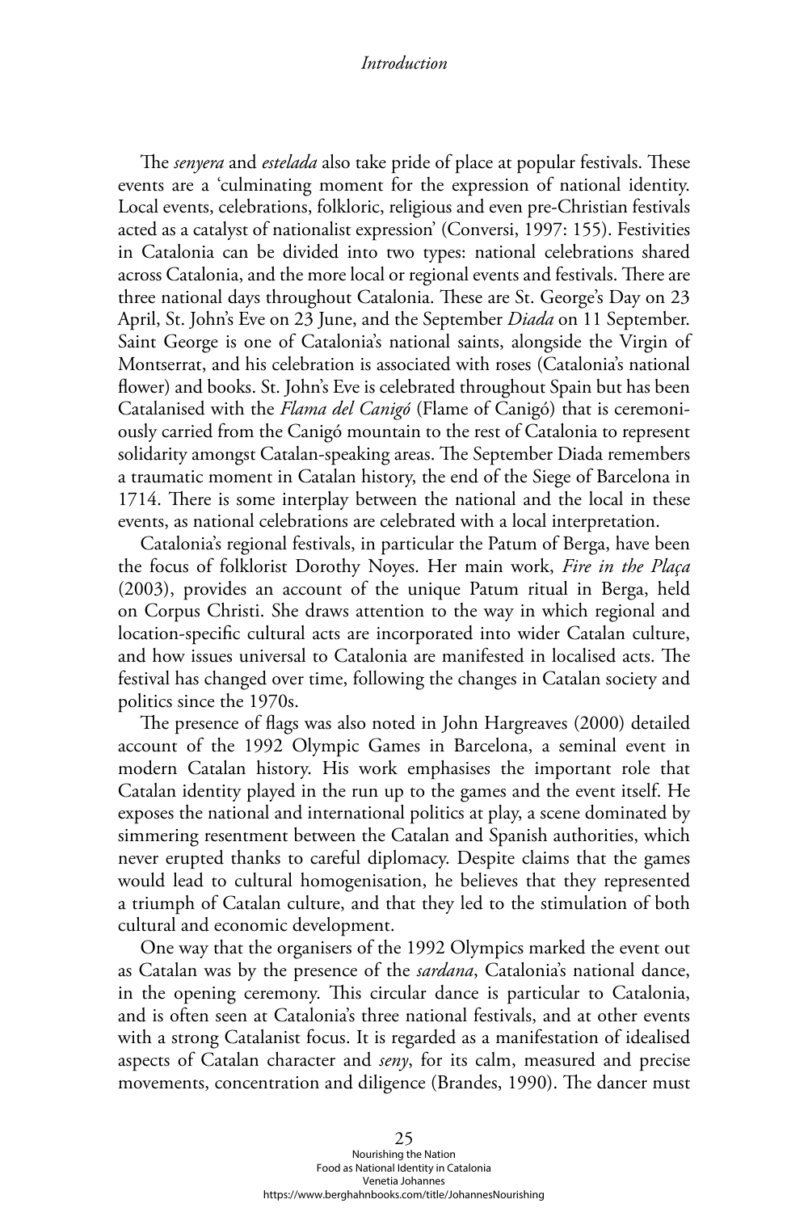The *senyera* and *estelada* also take pride of place at popular festivals. These events are a 'culminating moment for the expression of national identity. Local events, celebrations, folkloric, religious and even pre-Christian festivals acted as a catalyst of nationalist expression' (Conversi, 1997: 155). Festivities in Catalonia can be divided into two types: national celebrations shared across Catalonia, and the more local or regional events and festivals. There are three national days throughout Catalonia. These are St. George's Day on 23 April, St. John's Eve on 23 June, and the September *Diada* on 11 September. Saint George is one of Catalonia's national saints, alongside the Virgin of Montserrat, and his celebration is associated with roses (Catalonia's national flower) and books. St. John's Eve is celebrated throughout Spain but has been Catalanised with the *Flama del Canigó* (Flame of Canigó) that is ceremoniously carried from the Canigó mountain to the rest of Catalonia to represent solidarity amongst Catalan-speaking areas. The September Diada remembers a traumatic moment in Catalan history, the end of the Siege of Barcelona in 1714. There is some interplay between the national and the local in these events, as national celebrations are celebrated with a local interpretation.

Catalonia's regional festivals, in particular the Patum of Berga, have been the focus of folklorist Dorothy Noyes. Her main work, *Fire in the Plaça* (2003), provides an account of the unique Patum ritual in Berga, held on Corpus Christi. She draws attention to the way in which regional and location-specific cultural acts are incorporated into wider Catalan culture, and how issues universal to Catalonia are manifested in localised acts. The festival has changed over time, following the changes in Catalan society and politics since the 1970s.

The presence of flags was also noted in John Hargreaves (2000) detailed account of the 1992 Olympic Games in Barcelona, a seminal event in modern Catalan history. His work emphasises the important role that Catalan identity played in the run up to the games and the event itself. He exposes the national and international politics at play, a scene dominated by simmering resentment between the Catalan and Spanish authorities, which never erupted thanks to careful diplomacy. Despite claims that the games would lead to cultural homogenisation, he believes that they represented a triumph of Catalan culture, and that they led to the stimulation of both cultural and economic development.

One way that the organisers of the 1992 Olympics marked the event out as Catalan was by the presence of the *sardana*, Catalonia's national dance, in the opening ceremony. This circular dance is particular to Catalonia, and is often seen at Catalonia's three national festivals, and at other events with a strong Catalanist focus. It is regarded as a manifestation of idealised aspects of Catalan character and *seny*, for its calm, measured and precise movements, concentration and diligence (Brandes, 1990). The dancer must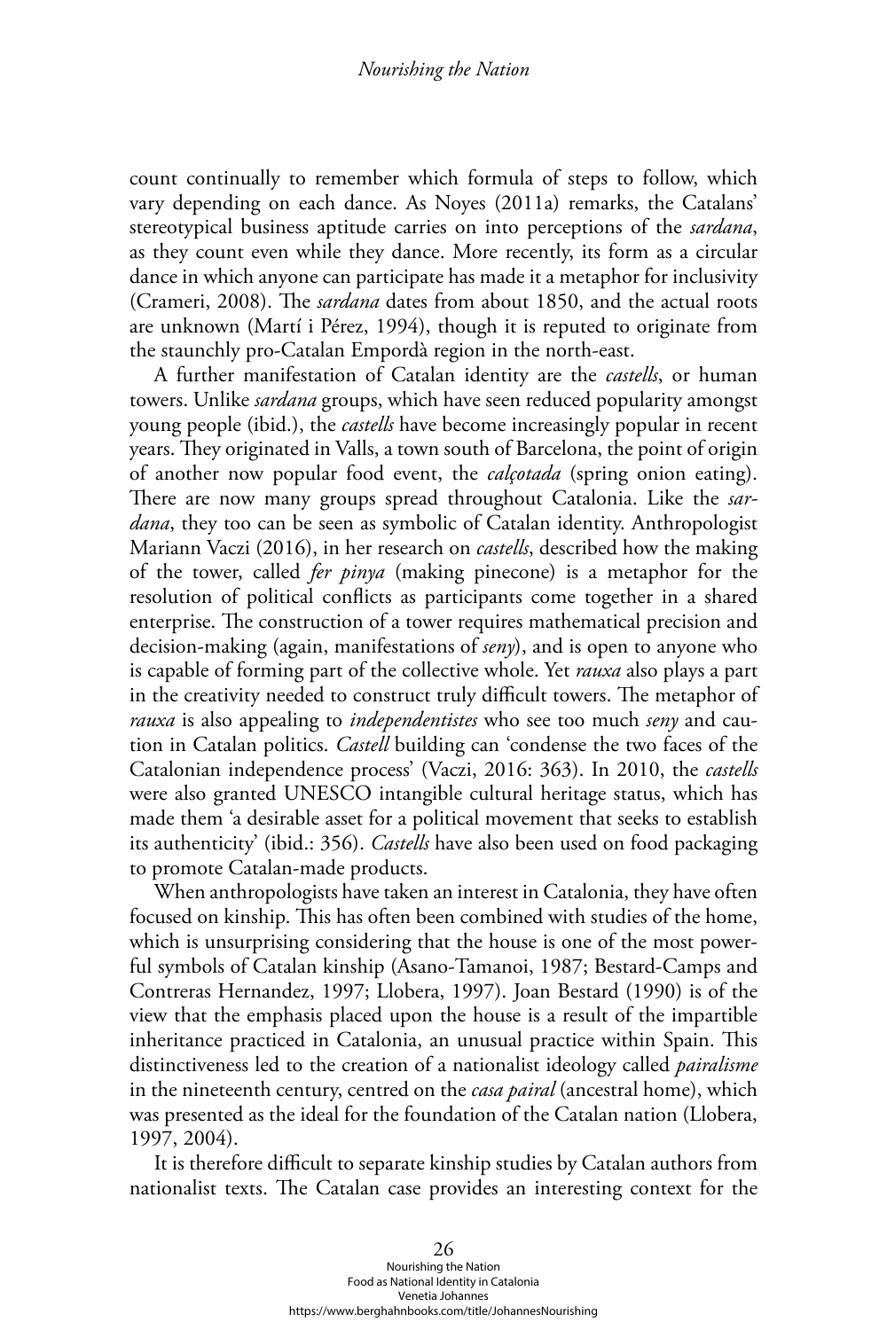count continually to remember which formula of steps to follow, which vary depending on each dance. As Noyes (2011a) remarks, the Catalans' stereotypical business aptitude carries on into perceptions of the *sardana*, as they count even while they dance. More recently, its form as a circular dance in which anyone can participate has made it a metaphor for inclusivity (Crameri, 2008). The *sardana* dates from about 1850, and the actual roots are unknown (Martí i Pérez, 1994), though it is reputed to originate from the staunchly pro-Catalan Empordà region in the north-east.

A further manifestation of Catalan identity are the *castells*, or human towers. Unlike *sardana* groups, which have seen reduced popularity amongst young people (ibid.), the *castells* have become increasingly popular in recent years. They originated in Valls, a town south of Barcelona, the point of origin of another now popular food event, the *calçotada* (spring onion eating). There are now many groups spread throughout Catalonia. Like the *sardana*, they too can be seen as symbolic of Catalan identity. Anthropologist Mariann Vaczi (2016), in her research on *castells*, described how the making of the tower, called *fer pinya* (making pinecone) is a metaphor for the resolution of political conflicts as participants come together in a shared enterprise. The construction of a tower requires mathematical precision and decision-making (again, manifestations of *seny*), and is open to anyone who is capable of forming part of the collective whole. Yet *rauxa* also plays a part in the creativity needed to construct truly difficult towers. The metaphor of *rauxa* is also appealing to *independentistes* who see too much *seny* and caution in Catalan politics. *Castell* building can 'condense the two faces of the Catalonian independence process' (Vaczi, 2016: 363). In 2010, the *castells* were also granted UNESCO intangible cultural heritage status, which has made them 'a desirable asset for a political movement that seeks to establish its authenticity' (ibid.: 356). *Castells* have also been used on food packaging to promote Catalan-made products.

When anthropologists have taken an interest in Catalonia, they have often focused on kinship. This has often been combined with studies of the home, which is unsurprising considering that the house is one of the most powerful symbols of Catalan kinship (Asano-Tamanoi, 1987; Bestard-Camps and Contreras Hernandez, 1997; Llobera, 1997). Joan Bestard (1990) is of the view that the emphasis placed upon the house is a result of the impartible inheritance practiced in Catalonia, an unusual practice within Spain. This distinctiveness led to the creation of a nationalist ideology called *pairalisme* in the nineteenth century, centred on the *casa pairal* (ancestral home), which was presented as the ideal for the foundation of the Catalan nation (Llobera, 1997, 2004).

It is therefore difficult to separate kinship studies by Catalan authors from nationalist texts. The Catalan case provides an interesting context for the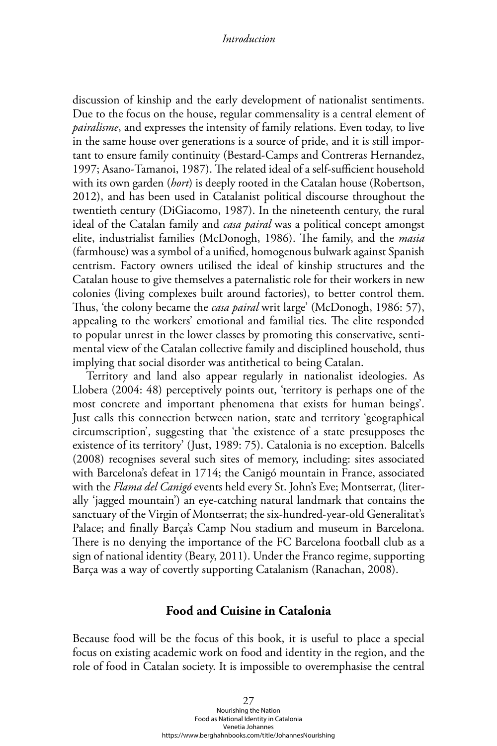discussion of kinship and the early development of nationalist sentiments. Due to the focus on the house, regular commensality is a central element of *pairalisme*, and expresses the intensity of family relations. Even today, to live in the same house over generations is a source of pride, and it is still important to ensure family continuity (Bestard-Camps and Contreras Hernandez, 1997; Asano-Tamanoi, 1987). The related ideal of a self-sufficient household with its own garden (*hort*) is deeply rooted in the Catalan house (Robertson, 2012), and has been used in Catalanist political discourse throughout the twentieth century (DiGiacomo, 1987). In the nineteenth century, the rural ideal of the Catalan family and *casa pairal* was a political concept amongst elite, industrialist families (McDonogh, 1986). The family, and the *masia* (farmhouse) was a symbol of a unified, homogenous bulwark against Spanish centrism. Factory owners utilised the ideal of kinship structures and the Catalan house to give themselves a paternalistic role for their workers in new colonies (living complexes built around factories), to better control them. Thus, 'the colony became the *casa pairal* writ large' (McDonogh, 1986: 57), appealing to the workers' emotional and familial ties. The elite responded to popular unrest in the lower classes by promoting this conservative, sentimental view of the Catalan collective family and disciplined household, thus implying that social disorder was antithetical to being Catalan.

Territory and land also appear regularly in nationalist ideologies. As Llobera (2004: 48) perceptively points out, 'territory is perhaps one of the most concrete and important phenomena that exists for human beings'. Just calls this connection between nation, state and territory 'geographical circumscription', suggesting that 'the existence of a state presupposes the existence of its territory' (Just, 1989: 75). Catalonia is no exception. Balcells (2008) recognises several such sites of memory, including: sites associated with Barcelona's defeat in 1714; the Canigó mountain in France, associated with the *Flama del Canigó* events held every St. John's Eve; Montserrat, (literally 'jagged mountain') an eye-catching natural landmark that contains the sanctuary of the Virgin of Montserrat; the six-hundred-year-old Generalitat's Palace; and finally Barça's Camp Nou stadium and museum in Barcelona. There is no denying the importance of the FC Barcelona football club as a sign of national identity (Beary, 2011). Under the Franco regime, supporting Barça was a way of covertly supporting Catalanism (Ranachan, 2008).

## Food and Cuisine in Catalonia

Because food will be the focus of this book, it is useful to place a special focus on existing academic work on food and identity in the region, and the role of food in Catalan society. It is impossible to overemphasise the central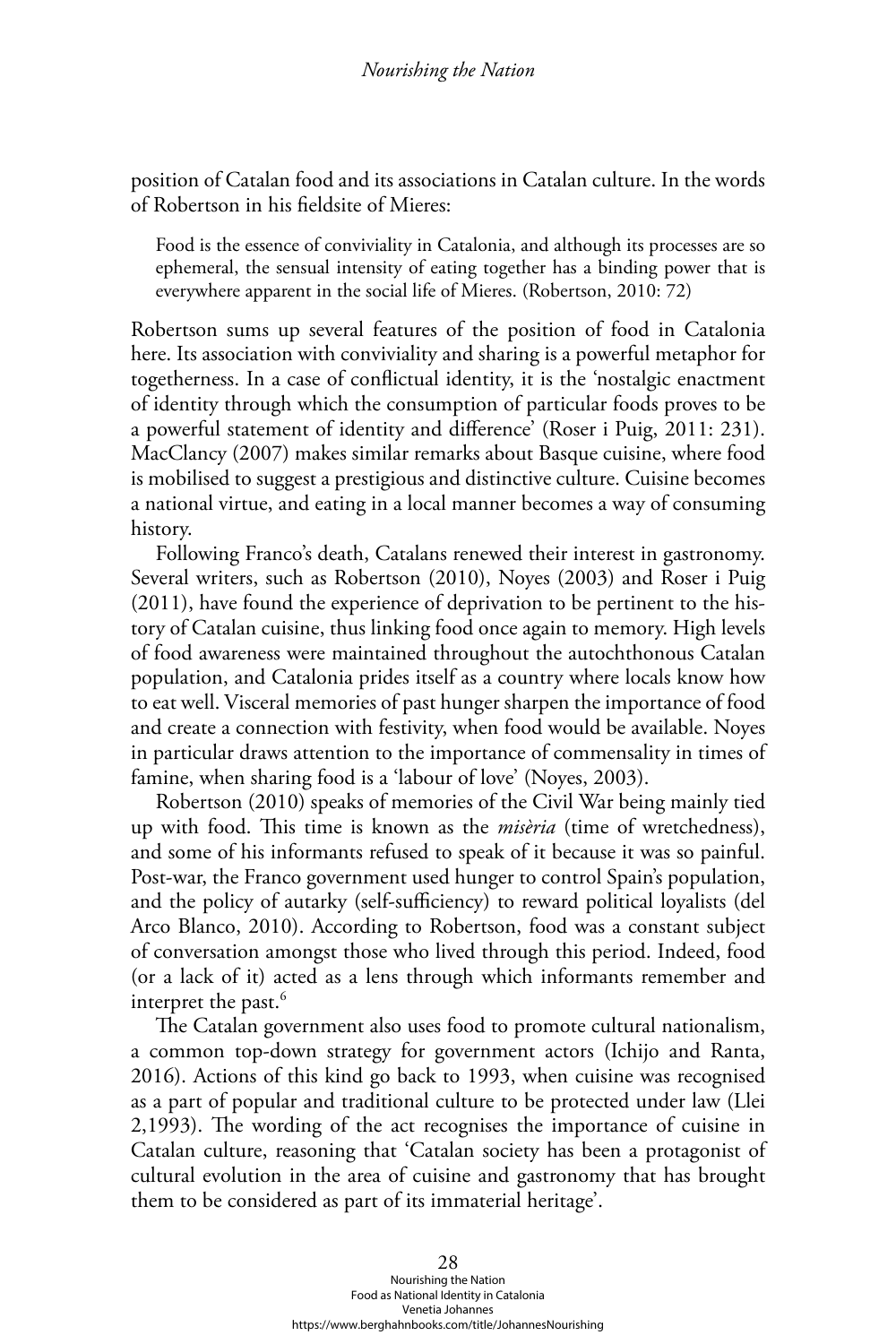position of Catalan food and its associations in Catalan culture. In the words of Robertson in his fieldsite of Mieres:

> Food is the essence of conviviality in Catalonia, and although its processes are so ephemeral, the sensual intensity of eating together has a binding power that is everywhere apparent in the social life of Mieres. (Robertson, 2010: 72)

Robertson sums up several features of the position of food in Catalonia here. Its association with conviviality and sharing is a powerful metaphor for togetherness. In a case of conflictual identity, it is the 'nostalgic enactment of identity through which the consumption of particular foods proves to be a powerful statement of identity and difference' (Roser i Puig, 2011: 231). MacClancy (2007) makes similar remarks about Basque cuisine, where food is mobilised to suggest a prestigious and distinctive culture. Cuisine becomes a national virtue, and eating in a local manner becomes a way of consuming history.

Following Franco's death, Catalans renewed their interest in gastronomy. Several writers, such as Robertson (2010), Noyes (2003) and Roser i Puig (2011), have found the experience of deprivation to be pertinent to the history of Catalan cuisine, thus linking food once again to memory. High levels of food awareness were maintained throughout the autochthonous Catalan population, and Catalonia prides itself as a country where locals know how to eat well. Visceral memories of past hunger sharpen the importance of food and create a connection with festivity, when food would be available. Noyes in particular draws attention to the importance of commensality in times of famine, when sharing food is a 'labour of love' (Noyes, 2003).

Robertson (2010) speaks of memories of the Civil War being mainly tied up with food. This time is known as the *misèria* (time of wretchedness), and some of his informants refused to speak of it because it was so painful. Post-war, the Franco government used hunger to control Spain's population, and the policy of autarky (self-sufficiency) to reward political loyalists (del Arco Blanco, 2010). According to Robertson, food was a constant subject of conversation amongst those who lived through this period. Indeed, food (or a lack of it) acted as a lens through which informants remember and interpret the past.[6]

The Catalan government also uses food to promote cultural nationalism, a common top-down strategy for government actors (Ichijo and Ranta, 2016). Actions of this kind go back to 1993, when cuisine was recognised as a part of popular and traditional culture to be protected under law (Llei 2,1993). The wording of the act recognises the importance of cuisine in Catalan culture, reasoning that 'Catalan society has been a protagonist of cultural evolution in the area of cuisine and gastronomy that has brought them to be considered as part of its immaterial heritage'.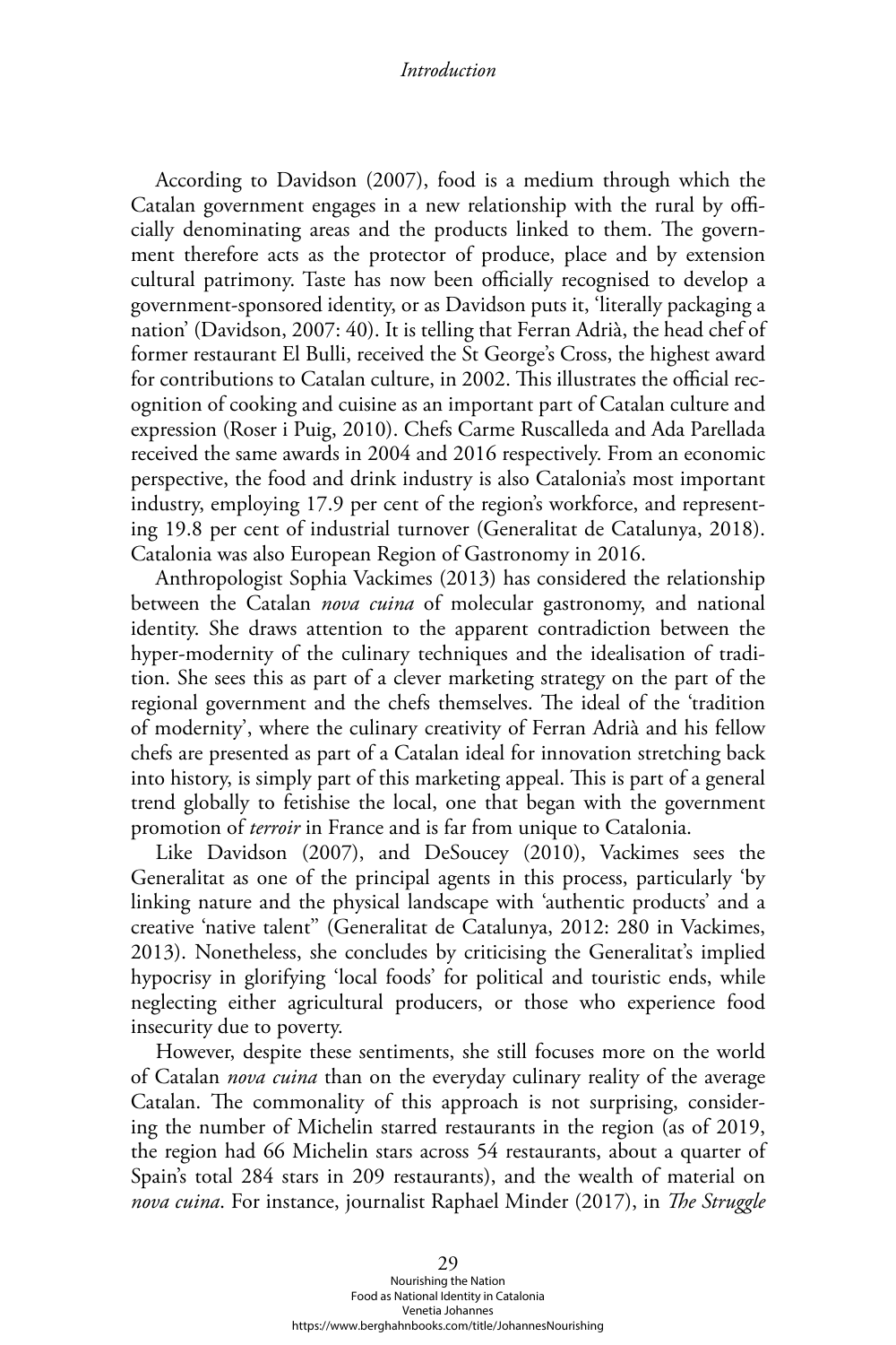According to Davidson (2007), food is a medium through which the Catalan government engages in a new relationship with the rural by officially denominating areas and the products linked to them. The government therefore acts as the protector of produce, place and by extension cultural patrimony. Taste has now been officially recognised to develop a government-sponsored identity, or as Davidson puts it, 'literally packaging a nation' (Davidson, 2007: 40). It is telling that Ferran Adrià, the head chef of former restaurant El Bulli, received the St George's Cross, the highest award for contributions to Catalan culture, in 2002. This illustrates the official recognition of cooking and cuisine as an important part of Catalan culture and expression (Roser i Puig, 2010). Chefs Carme Ruscalleda and Ada Parellada received the same awards in 2004 and 2016 respectively. From an economic perspective, the food and drink industry is also Catalonia's most important industry, employing 17.9 per cent of the region's workforce, and representing 19.8 per cent of industrial turnover (Generalitat de Catalunya, 2018). Catalonia was also European Region of Gastronomy in 2016.

Anthropologist Sophia Vackimes (2013) has considered the relationship between the Catalan *nova cuina* of molecular gastronomy, and national identity. She draws attention to the apparent contradiction between the hyper-modernity of the culinary techniques and the idealisation of tradition. She sees this as part of a clever marketing strategy on the part of the regional government and the chefs themselves. The ideal of the 'tradition of modernity', where the culinary creativity of Ferran Adrià and his fellow chefs are presented as part of a Catalan ideal for innovation stretching back into history, is simply part of this marketing appeal. This is part of a general trend globally to fetishise the local, one that began with the government promotion of *terroir* in France and is far from unique to Catalonia.

Like Davidson (2007), and DeSoucey (2010), Vackimes sees the Generalitat as one of the principal agents in this process, particularly 'by linking nature and the physical landscape with 'authentic products' and a creative 'native talent'' (Generalitat de Catalunya, 2012: 280 in Vackimes, 2013). Nonetheless, she concludes by criticising the Generalitat's implied hypocrisy in glorifying 'local foods' for political and touristic ends, while neglecting either agricultural producers, or those who experience food insecurity due to poverty.

However, despite these sentiments, she still focuses more on the world of Catalan *nova cuina* than on the everyday culinary reality of the average Catalan. The commonality of this approach is not surprising, considering the number of Michelin starred restaurants in the region (as of 2019, the region had 66 Michelin stars across 54 restaurants, about a quarter of Spain's total 284 stars in 209 restaurants), and the wealth of material on *nova cuina*. For instance, journalist Raphael Minder (2017), in *The Struggle*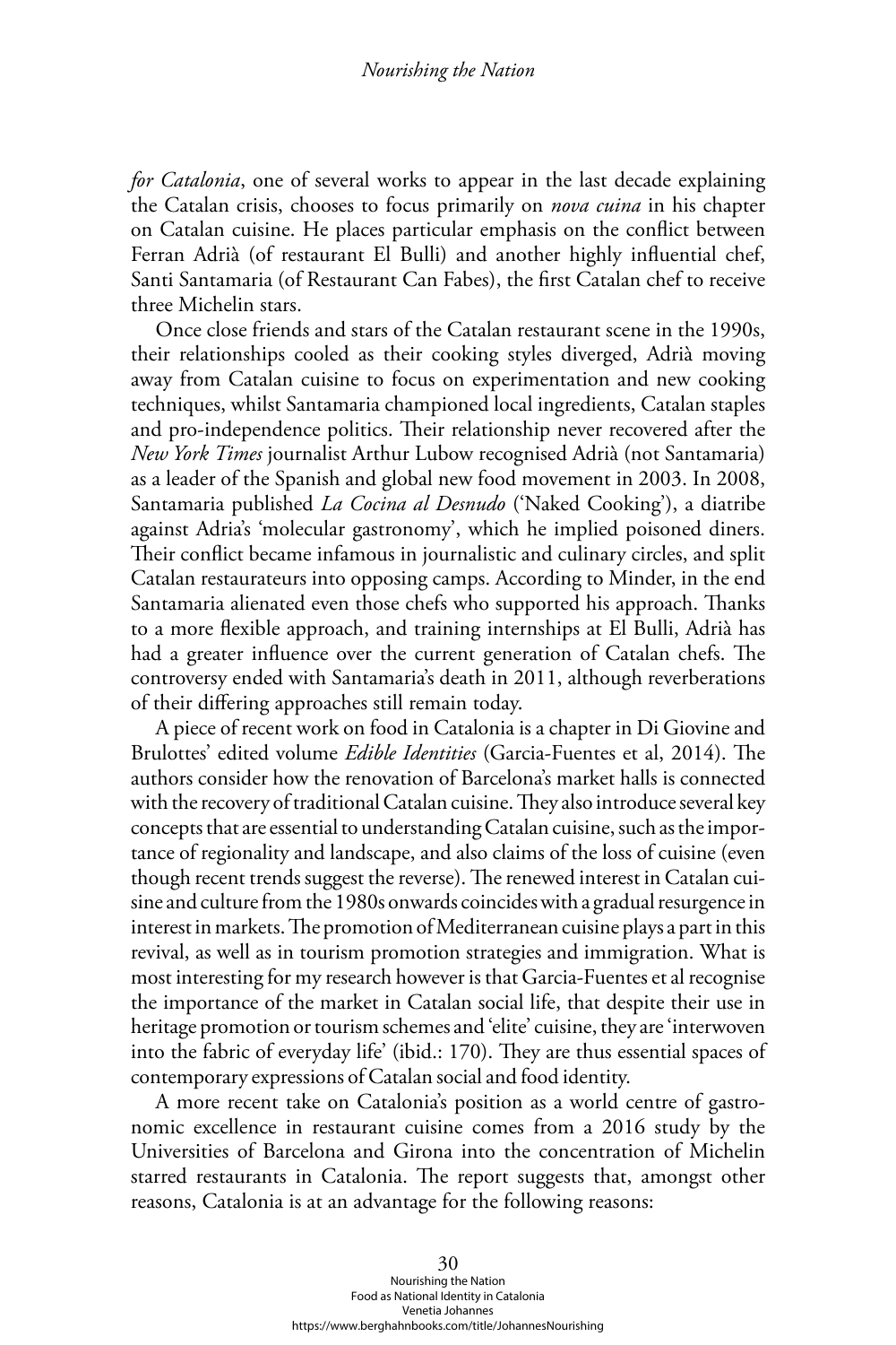*for Catalonia*, one of several works to appear in the last decade explaining the Catalan crisis, chooses to focus primarily on *nova cuina* in his chapter on Catalan cuisine. He places particular emphasis on the conflict between Ferran Adrià (of restaurant El Bulli) and another highly influential chef, Santi Santamaria (of Restaurant Can Fabes), the first Catalan chef to receive three Michelin stars.

Once close friends and stars of the Catalan restaurant scene in the 1990s, their relationships cooled as their cooking styles diverged, Adrià moving away from Catalan cuisine to focus on experimentation and new cooking techniques, whilst Santamaria championed local ingredients, Catalan staples and pro-independence politics. Their relationship never recovered after the *New York Times* journalist Arthur Lubow recognised Adrià (not Santamaria) as a leader of the Spanish and global new food movement in 2003. In 2008, Santamaria published *La Cocina al Desnudo* ('Naked Cooking'), a diatribe against Adria's 'molecular gastronomy', which he implied poisoned diners. Their conflict became infamous in journalistic and culinary circles, and split Catalan restaurateurs into opposing camps. According to Minder, in the end Santamaria alienated even those chefs who supported his approach. Thanks to a more flexible approach, and training internships at El Bulli, Adrià has had a greater influence over the current generation of Catalan chefs. The controversy ended with Santamaria's death in 2011, although reverberations of their differing approaches still remain today.

A piece of recent work on food in Catalonia is a chapter in Di Giovine and Brulottes' edited volume *Edible Identities* (Garcia-Fuentes et al, 2014). The authors consider how the renovation of Barcelona's market halls is connected with the recovery of traditional Catalan cuisine. They also introduce several key concepts that are essential to understanding Catalan cuisine, such as the importance of regionality and landscape, and also claims of the loss of cuisine (even though recent trends suggest the reverse). The renewed interest in Catalan cuisine and culture from the 1980s onwards coincides with a gradual resurgence in interest in markets. The promotion of Mediterranean cuisine plays a part in this revival, as well as in tourism promotion strategies and immigration. What is most interesting for my research however is that Garcia-Fuentes et al recognise the importance of the market in Catalan social life, that despite their use in heritage promotion or tourism schemes and 'elite' cuisine, they are 'interwoven into the fabric of everyday life' (ibid.: 170). They are thus essential spaces of contemporary expressions of Catalan social and food identity.

A more recent take on Catalonia's position as a world centre of gastronomic excellence in restaurant cuisine comes from a 2016 study by the Universities of Barcelona and Girona into the concentration of Michelin starred restaurants in Catalonia. The report suggests that, amongst other reasons, Catalonia is at an advantage for the following reasons: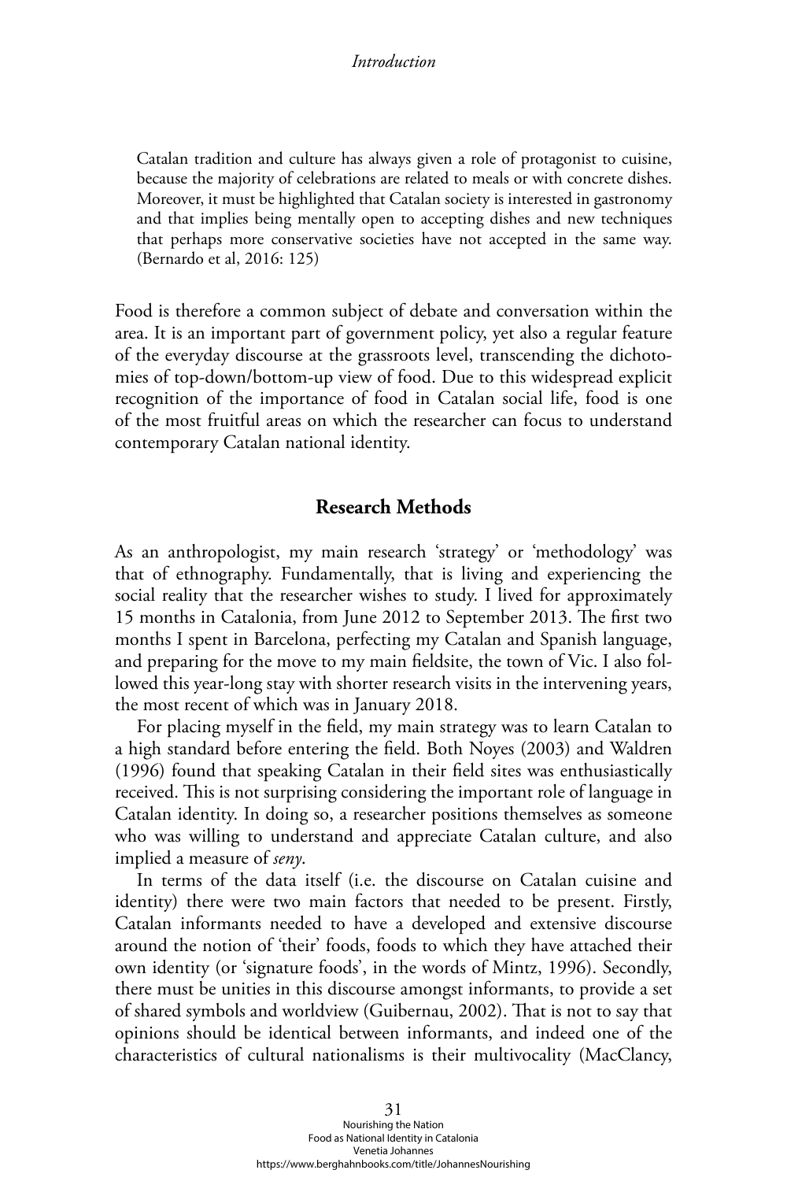> Catalan tradition and culture has always given a role of protagonist to cuisine, because the majority of celebrations are related to meals or with concrete dishes. Moreover, it must be highlighted that Catalan society is interested in gastronomy and that implies being mentally open to accepting dishes and new techniques that perhaps more conservative societies have not accepted in the same way. (Bernardo et al, 2016: 125)

Food is therefore a common subject of debate and conversation within the area. It is an important part of government policy, yet also a regular feature of the everyday discourse at the grassroots level, transcending the dichotomies of top-down/bottom-up view of food. Due to this widespread explicit recognition of the importance of food in Catalan social life, food is one of the most fruitful areas on which the researcher can focus to understand contemporary Catalan national identity.

## Research Methods

As an anthropologist, my main research 'strategy' or 'methodology' was that of ethnography. Fundamentally, that is living and experiencing the social reality that the researcher wishes to study. I lived for approximately 15 months in Catalonia, from June 2012 to September 2013. The first two months I spent in Barcelona, perfecting my Catalan and Spanish language, and preparing for the move to my main fieldsite, the town of Vic. I also followed this year-long stay with shorter research visits in the intervening years, the most recent of which was in January 2018.

For placing myself in the field, my main strategy was to learn Catalan to a high standard before entering the field. Both Noyes (2003) and Waldren (1996) found that speaking Catalan in their field sites was enthusiastically received. This is not surprising considering the important role of language in Catalan identity. In doing so, a researcher positions themselves as someone who was willing to understand and appreciate Catalan culture, and also implied a measure of *seny*.

In terms of the data itself (i.e. the discourse on Catalan cuisine and identity) there were two main factors that needed to be present. Firstly, Catalan informants needed to have a developed and extensive discourse around the notion of 'their' foods, foods to which they have attached their own identity (or 'signature foods', in the words of Mintz, 1996). Secondly, there must be unities in this discourse amongst informants, to provide a set of shared symbols and worldview (Guibernau, 2002). That is not to say that opinions should be identical between informants, and indeed one of the characteristics of cultural nationalisms is their multivocality (MacClancy,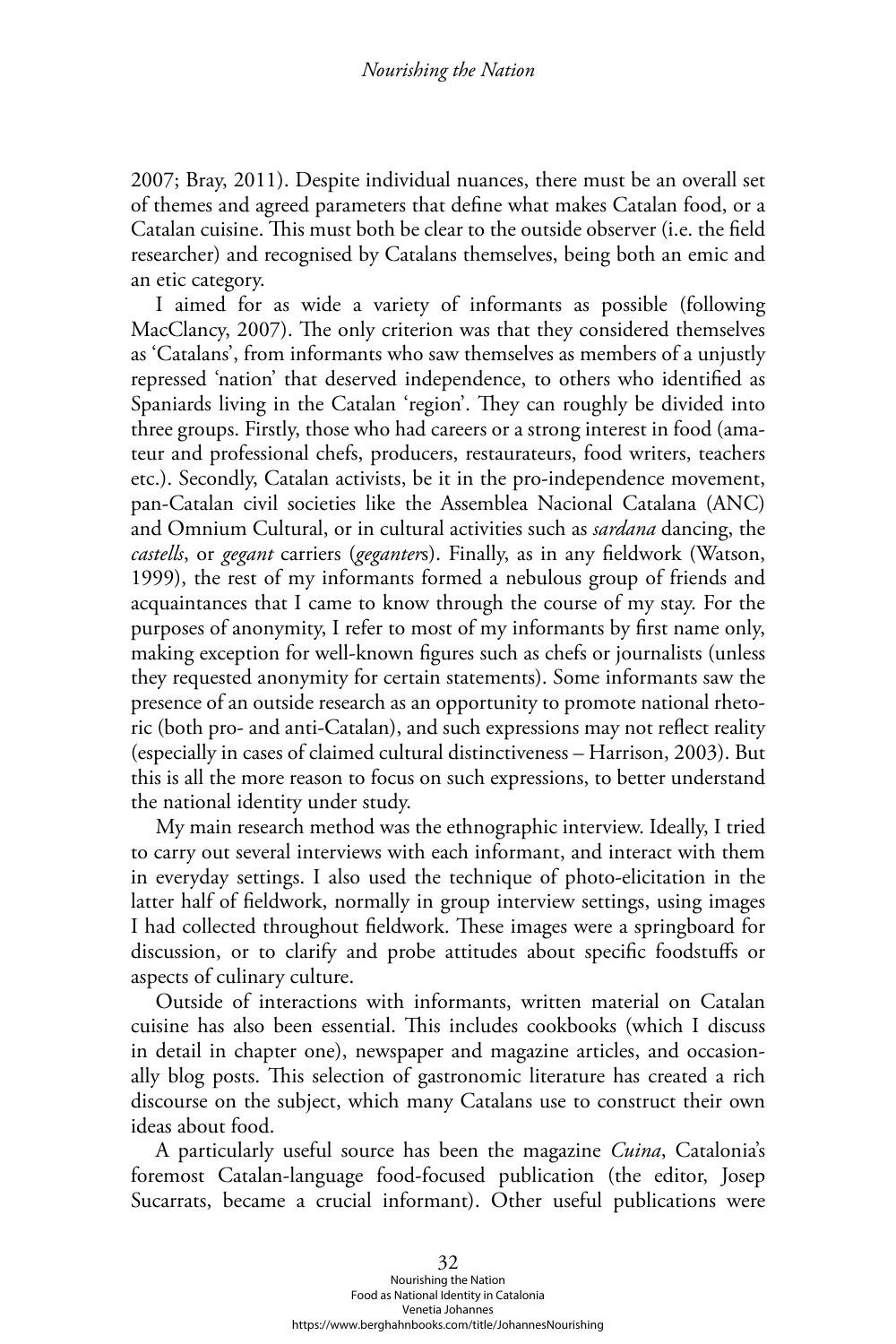2007; Bray, 2011). Despite individual nuances, there must be an overall set of themes and agreed parameters that define what makes Catalan food, or a Catalan cuisine. This must both be clear to the outside observer (i.e. the field researcher) and recognised by Catalans themselves, being both an emic and an etic category.

I aimed for as wide a variety of informants as possible (following MacClancy, 2007). The only criterion was that they considered themselves as 'Catalans', from informants who saw themselves as members of a unjustly repressed 'nation' that deserved independence, to others who identified as Spaniards living in the Catalan 'region'. They can roughly be divided into three groups. Firstly, those who had careers or a strong interest in food (amateur and professional chefs, producers, restaurateurs, food writers, teachers etc.). Secondly, Catalan activists, be it in the pro-independence movement, pan-Catalan civil societies like the Assemblea Nacional Catalana (ANC) and Omnium Cultural, or in cultural activities such as *sardana* dancing, the *castells*, or *gegant* carriers (*gegant*ers). Finally, as in any fieldwork (Watson, 1999), the rest of my informants formed a nebulous group of friends and acquaintances that I came to know through the course of my stay. For the purposes of anonymity, I refer to most of my informants by first name only, making exception for well-known figures such as chefs or journalists (unless they requested anonymity for certain statements). Some informants saw the presence of an outside research as an opportunity to promote national rhetoric (both pro- and anti-Catalan), and such expressions may not reflect reality (especially in cases of claimed cultural distinctiveness – Harrison, 2003). But this is all the more reason to focus on such expressions, to better understand the national identity under study.

My main research method was the ethnographic interview. Ideally, I tried to carry out several interviews with each informant, and interact with them in everyday settings. I also used the technique of photo-elicitation in the latter half of fieldwork, normally in group interview settings, using images I had collected throughout fieldwork. These images were a springboard for discussion, or to clarify and probe attitudes about specific foodstuffs or aspects of culinary culture.

Outside of interactions with informants, written material on Catalan cuisine has also been essential. This includes cookbooks (which I discuss in detail in chapter one), newspaper and magazine articles, and occasionally blog posts. This selection of gastronomic literature has created a rich discourse on the subject, which many Catalans use to construct their own ideas about food.

A particularly useful source has been the magazine *Cuina*, Catalonia's foremost Catalan-language food-focused publication (the editor, Josep Sucarrats, became a crucial informant). Other useful publications were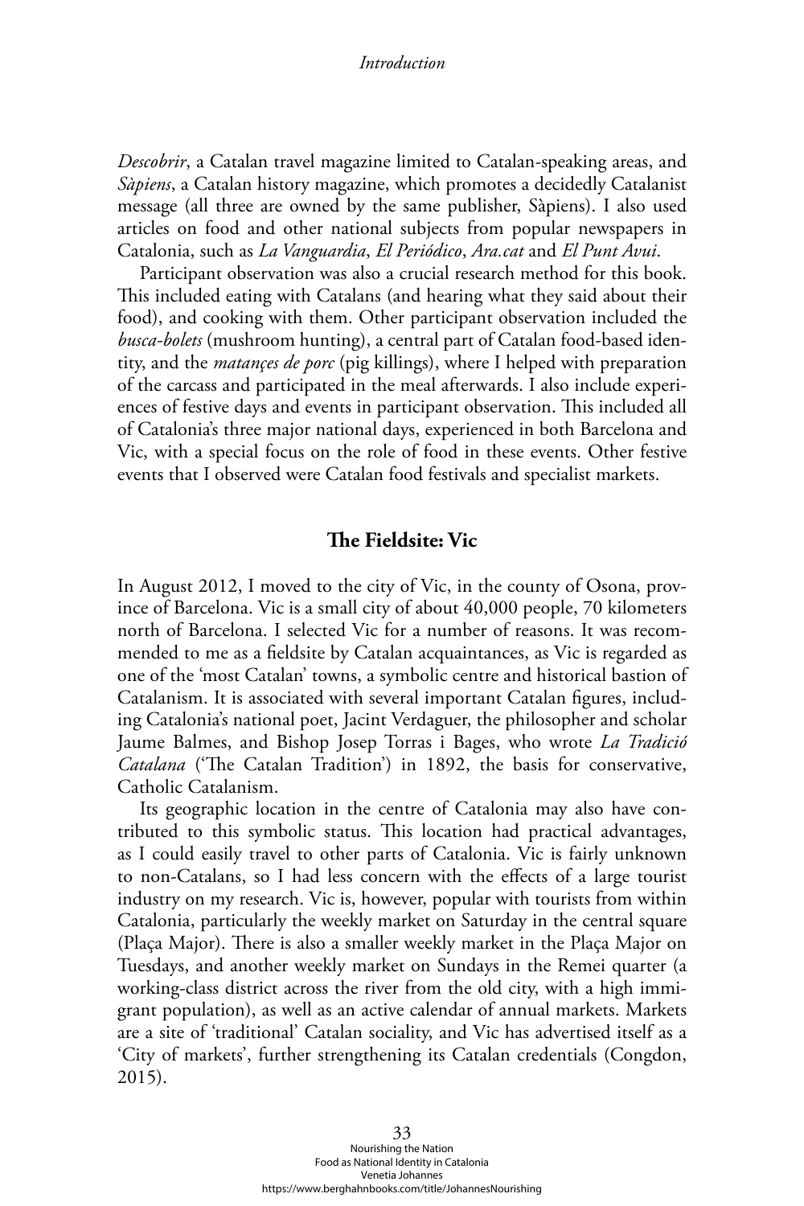*Descobrir*, a Catalan travel magazine limited to Catalan-speaking areas, and *Sàpiens*, a Catalan history magazine, which promotes a decidedly Catalanist message (all three are owned by the same publisher, Sàpiens). I also used articles on food and other national subjects from popular newspapers in Catalonia, such as *La Vanguardia*, *El Periódico*, *Ara.cat* and *El Punt Avui*.

Participant observation was also a crucial research method for this book. This included eating with Catalans (and hearing what they said about their food), and cooking with them. Other participant observation included the *busca-bolets* (mushroom hunting), a central part of Catalan food-based identity, and the *matançes de porc* (pig killings), where I helped with preparation of the carcass and participated in the meal afterwards. I also include experiences of festive days and events in participant observation. This included all of Catalonia's three major national days, experienced in both Barcelona and Vic, with a special focus on the role of food in these events. Other festive events that I observed were Catalan food festivals and specialist markets.

## The Fieldsite: Vic

In August 2012, I moved to the city of Vic, in the county of Osona, province of Barcelona. Vic is a small city of about 40,000 people, 70 kilometers north of Barcelona. I selected Vic for a number of reasons. It was recommended to me as a fieldsite by Catalan acquaintances, as Vic is regarded as one of the 'most Catalan' towns, a symbolic centre and historical bastion of Catalanism. It is associated with several important Catalan figures, including Catalonia's national poet, Jacint Verdaguer, the philosopher and scholar Jaume Balmes, and Bishop Josep Torras i Bages, who wrote *La Tradició Catalana* ('The Catalan Tradition') in 1892, the basis for conservative, Catholic Catalanism.

Its geographic location in the centre of Catalonia may also have contributed to this symbolic status. This location had practical advantages, as I could easily travel to other parts of Catalonia. Vic is fairly unknown to non-Catalans, so I had less concern with the effects of a large tourist industry on my research. Vic is, however, popular with tourists from within Catalonia, particularly the weekly market on Saturday in the central square (Plaça Major). There is also a smaller weekly market in the Plaça Major on Tuesdays, and another weekly market on Sundays in the Remei quarter (a working-class district across the river from the old city, with a high immigrant population), as well as an active calendar of annual markets. Markets are a site of 'traditional' Catalan sociality, and Vic has advertised itself as a 'City of markets', further strengthening its Catalan credentials (Congdon, 2015).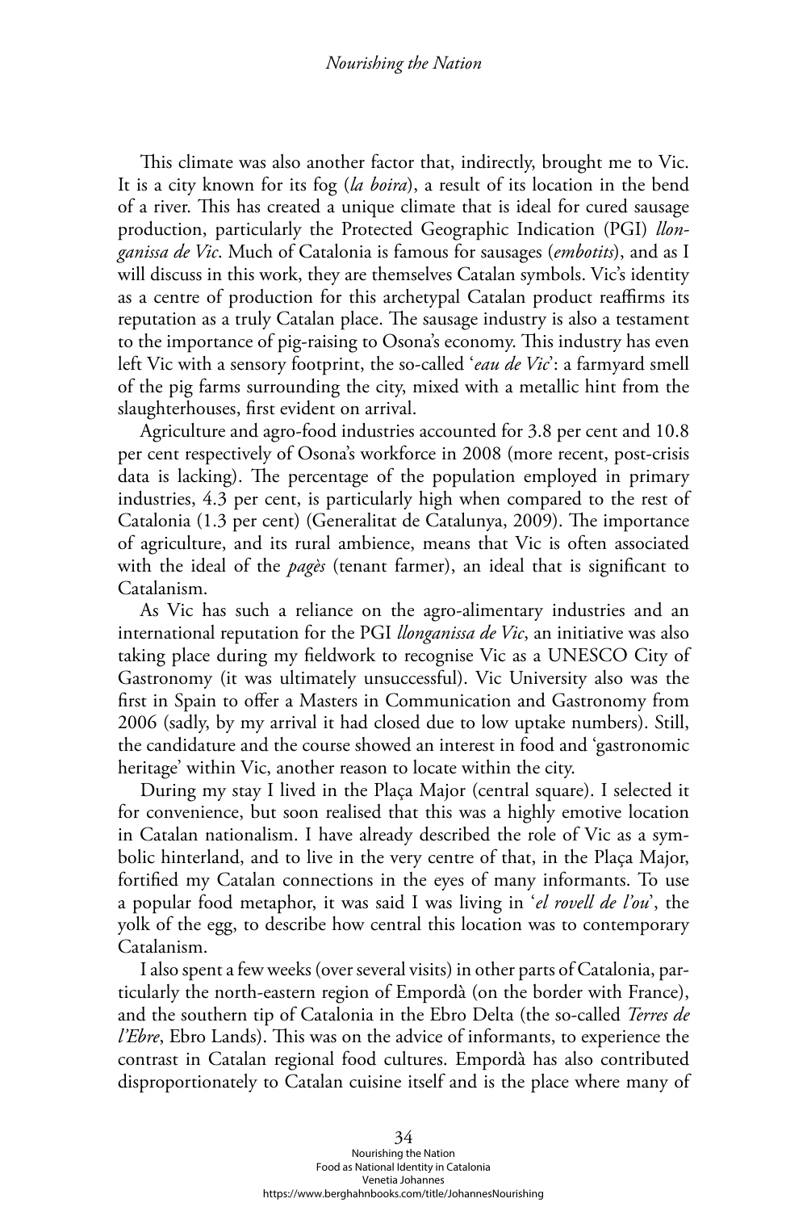This climate was also another factor that, indirectly, brought me to Vic. It is a city known for its fog (*la boira*), a result of its location in the bend of a river. This has created a unique climate that is ideal for cured sausage production, particularly the Protected Geographic Indication (PGI) *llonganissa de Vic*. Much of Catalonia is famous for sausages (*embotits*), and as I will discuss in this work, they are themselves Catalan symbols. Vic's identity as a centre of production for this archetypal Catalan product reaffirms its reputation as a truly Catalan place. The sausage industry is also a testament to the importance of pig-raising to Osona's economy. This industry has even left Vic with a sensory footprint, the so-called '*eau de Vic*': a farmyard smell of the pig farms surrounding the city, mixed with a metallic hint from the slaughterhouses, first evident on arrival.

Agriculture and agro-food industries accounted for 3.8 per cent and 10.8 per cent respectively of Osona's workforce in 2008 (more recent, post-crisis data is lacking). The percentage of the population employed in primary industries, 4.3 per cent, is particularly high when compared to the rest of Catalonia (1.3 per cent) (Generalitat de Catalunya, 2009). The importance of agriculture, and its rural ambience, means that Vic is often associated with the ideal of the *pagès* (tenant farmer), an ideal that is significant to Catalanism.

As Vic has such a reliance on the agro-alimentary industries and an international reputation for the PGI *llonganissa de Vic*, an initiative was also taking place during my fieldwork to recognise Vic as a UNESCO City of Gastronomy (it was ultimately unsuccessful). Vic University also was the first in Spain to offer a Masters in Communication and Gastronomy from 2006 (sadly, by my arrival it had closed due to low uptake numbers). Still, the candidature and the course showed an interest in food and 'gastronomic heritage' within Vic, another reason to locate within the city.

During my stay I lived in the Plaça Major (central square). I selected it for convenience, but soon realised that this was a highly emotive location in Catalan nationalism. I have already described the role of Vic as a symbolic hinterland, and to live in the very centre of that, in the Plaça Major, fortified my Catalan connections in the eyes of many informants. To use a popular food metaphor, it was said I was living in '*el rovell de l'ou*', the yolk of the egg, to describe how central this location was to contemporary Catalanism.

I also spent a few weeks (over several visits) in other parts of Catalonia, particularly the north-eastern region of Empordà (on the border with France), and the southern tip of Catalonia in the Ebro Delta (the so-called *Terres de l'Ebre*, Ebro Lands). This was on the advice of informants, to experience the contrast in Catalan regional food cultures. Empordà has also contributed disproportionately to Catalan cuisine itself and is the place where many of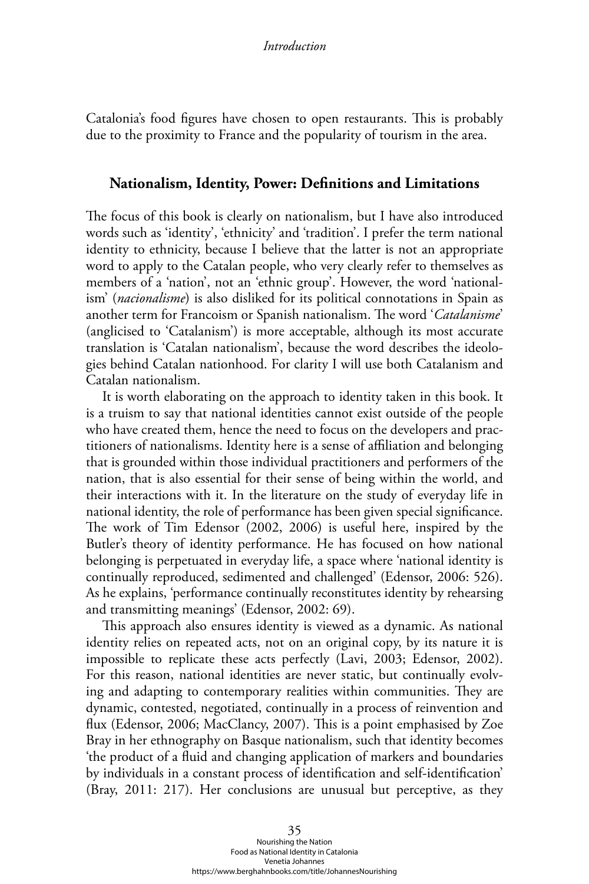Catalonia's food figures have chosen to open restaurants. This is probably due to the proximity to France and the popularity of tourism in the area.

## Nationalism, Identity, Power: Definitions and Limitations

The focus of this book is clearly on nationalism, but I have also introduced words such as 'identity', 'ethnicity' and 'tradition'. I prefer the term national identity to ethnicity, because I believe that the latter is not an appropriate word to apply to the Catalan people, who very clearly refer to themselves as members of a 'nation', not an 'ethnic group'. However, the word 'nationalism' (*nacionalisme*) is also disliked for its political connotations in Spain as another term for Francoism or Spanish nationalism. The word '*Catalanisme*' (anglicised to 'Catalanism') is more acceptable, although its most accurate translation is 'Catalan nationalism', because the word describes the ideologies behind Catalan nationhood. For clarity I will use both Catalanism and Catalan nationalism.

It is worth elaborating on the approach to identity taken in this book. It is a truism to say that national identities cannot exist outside of the people who have created them, hence the need to focus on the developers and practitioners of nationalisms. Identity here is a sense of affiliation and belonging that is grounded within those individual practitioners and performers of the nation, that is also essential for their sense of being within the world, and their interactions with it. In the literature on the study of everyday life in national identity, the role of performance has been given special significance. The work of Tim Edensor (2002, 2006) is useful here, inspired by the Butler's theory of identity performance. He has focused on how national belonging is perpetuated in everyday life, a space where 'national identity is continually reproduced, sedimented and challenged' (Edensor, 2006: 526). As he explains, 'performance continually reconstitutes identity by rehearsing and transmitting meanings' (Edensor, 2002: 69).

This approach also ensures identity is viewed as a dynamic. As national identity relies on repeated acts, not on an original copy, by its nature it is impossible to replicate these acts perfectly (Lavi, 2003; Edensor, 2002). For this reason, national identities are never static, but continually evolving and adapting to contemporary realities within communities. They are dynamic, contested, negotiated, continually in a process of reinvention and flux (Edensor, 2006; MacClancy, 2007). This is a point emphasised by Zoe Bray in her ethnography on Basque nationalism, such that identity becomes 'the product of a fluid and changing application of markers and boundaries by individuals in a constant process of identification and self-identification' (Bray, 2011: 217). Her conclusions are unusual but perceptive, as they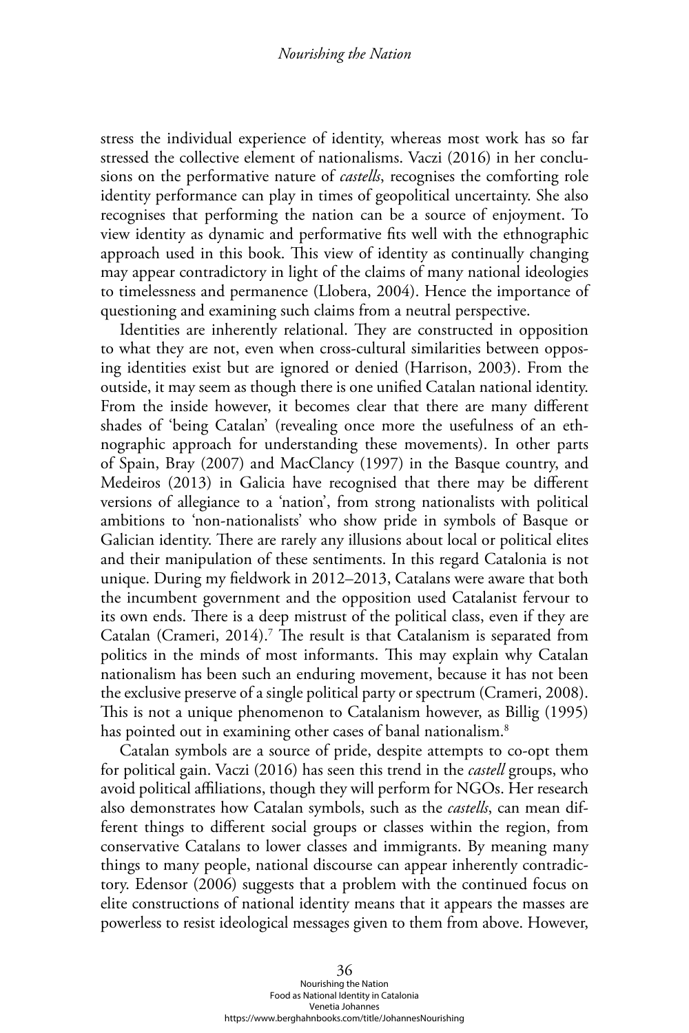stress the individual experience of identity, whereas most work has so far stressed the collective element of nationalisms. Vaczi (2016) in her conclusions on the performative nature of *castells*, recognises the comforting role identity performance can play in times of geopolitical uncertainty. She also recognises that performing the nation can be a source of enjoyment. To view identity as dynamic and performative fits well with the ethnographic approach used in this book. This view of identity as continually changing may appear contradictory in light of the claims of many national ideologies to timelessness and permanence (Llobera, 2004). Hence the importance of questioning and examining such claims from a neutral perspective.

Identities are inherently relational. They are constructed in opposition to what they are not, even when cross-cultural similarities between opposing identities exist but are ignored or denied (Harrison, 2003). From the outside, it may seem as though there is one unified Catalan national identity. From the inside however, it becomes clear that there are many different shades of 'being Catalan' (revealing once more the usefulness of an ethnographic approach for understanding these movements). In other parts of Spain, Bray (2007) and MacClancy (1997) in the Basque country, and Medeiros (2013) in Galicia have recognised that there may be different versions of allegiance to a 'nation', from strong nationalists with political ambitions to 'non-nationalists' who show pride in symbols of Basque or Galician identity. There are rarely any illusions about local or political elites and their manipulation of these sentiments. In this regard Catalonia is not unique. During my fieldwork in 2012–2013, Catalans were aware that both the incumbent government and the opposition used Catalanist fervour to its own ends. There is a deep mistrust of the political class, even if they are Catalan (Crameri, 2014).[7] The result is that Catalanism is separated from politics in the minds of most informants. This may explain why Catalan nationalism has been such an enduring movement, because it has not been the exclusive preserve of a single political party or spectrum (Crameri, 2008). This is not a unique phenomenon to Catalanism however, as Billig (1995) has pointed out in examining other cases of banal nationalism.[8]

Catalan symbols are a source of pride, despite attempts to co-opt them for political gain. Vaczi (2016) has seen this trend in the *castell* groups, who avoid political affiliations, though they will perform for NGOs. Her research also demonstrates how Catalan symbols, such as the *castells*, can mean different things to different social groups or classes within the region, from conservative Catalans to lower classes and immigrants. By meaning many things to many people, national discourse can appear inherently contradictory. Edensor (2006) suggests that a problem with the continued focus on elite constructions of national identity means that it appears the masses are powerless to resist ideological messages given to them from above. However,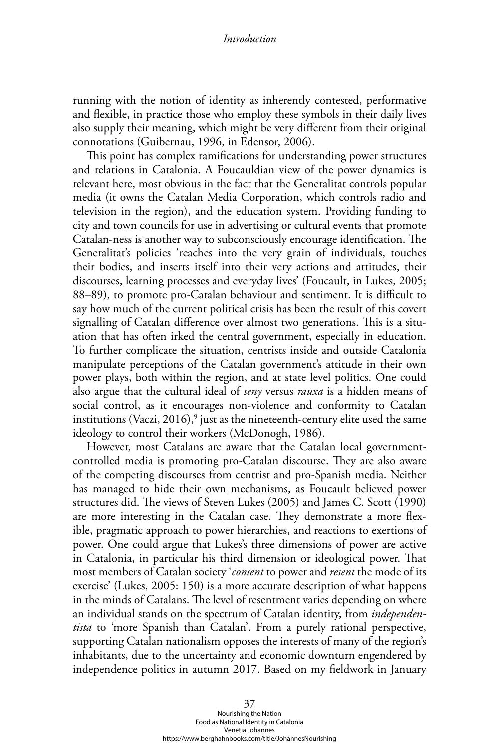running with the notion of identity as inherently contested, performative and flexible, in practice those who employ these symbols in their daily lives also supply their meaning, which might be very different from their original connotations (Guibernau, 1996, in Edensor, 2006).

This point has complex ramifications for understanding power structures and relations in Catalonia. A Foucauldian view of the power dynamics is relevant here, most obvious in the fact that the Generalitat controls popular media (it owns the Catalan Media Corporation, which controls radio and television in the region), and the education system. Providing funding to city and town councils for use in advertising or cultural events that promote Catalan-ness is another way to subconsciously encourage identification. The Generalitat's policies 'reaches into the very grain of individuals, touches their bodies, and inserts itself into their very actions and attitudes, their discourses, learning processes and everyday lives' (Foucault, in Lukes, 2005; 88–89), to promote pro-Catalan behaviour and sentiment. It is difficult to say how much of the current political crisis has been the result of this covert signalling of Catalan difference over almost two generations. This is a situation that has often irked the central government, especially in education. To further complicate the situation, centrists inside and outside Catalonia manipulate perceptions of the Catalan government's attitude in their own power plays, both within the region, and at state level politics. One could also argue that the cultural ideal of *seny* versus *rauxa* is a hidden means of social control, as it encourages non-violence and conformity to Catalan institutions (Vaczi, 2016),[9] just as the nineteenth-century elite used the same ideology to control their workers (McDonogh, 1986).

However, most Catalans are aware that the Catalan local government-controlled media is promoting pro-Catalan discourse. They are also aware of the competing discourses from centrist and pro-Spanish media. Neither has managed to hide their own mechanisms, as Foucault believed power structures did. The views of Steven Lukes (2005) and James C. Scott (1990) are more interesting in the Catalan case. They demonstrate a more flexible, pragmatic approach to power hierarchies, and reactions to exertions of power. One could argue that Lukes's three dimensions of power are active in Catalonia, in particular his third dimension or ideological power. That most members of Catalan society '*consent* to power and *resent* the mode of its exercise' (Lukes, 2005: 150) is a more accurate description of what happens in the minds of Catalans. The level of resentment varies depending on where an individual stands on the spectrum of Catalan identity, from *independentista* to 'more Spanish than Catalan'. From a purely rational perspective, supporting Catalan nationalism opposes the interests of many of the region's inhabitants, due to the uncertainty and economic downturn engendered by independence politics in autumn 2017. Based on my fieldwork in January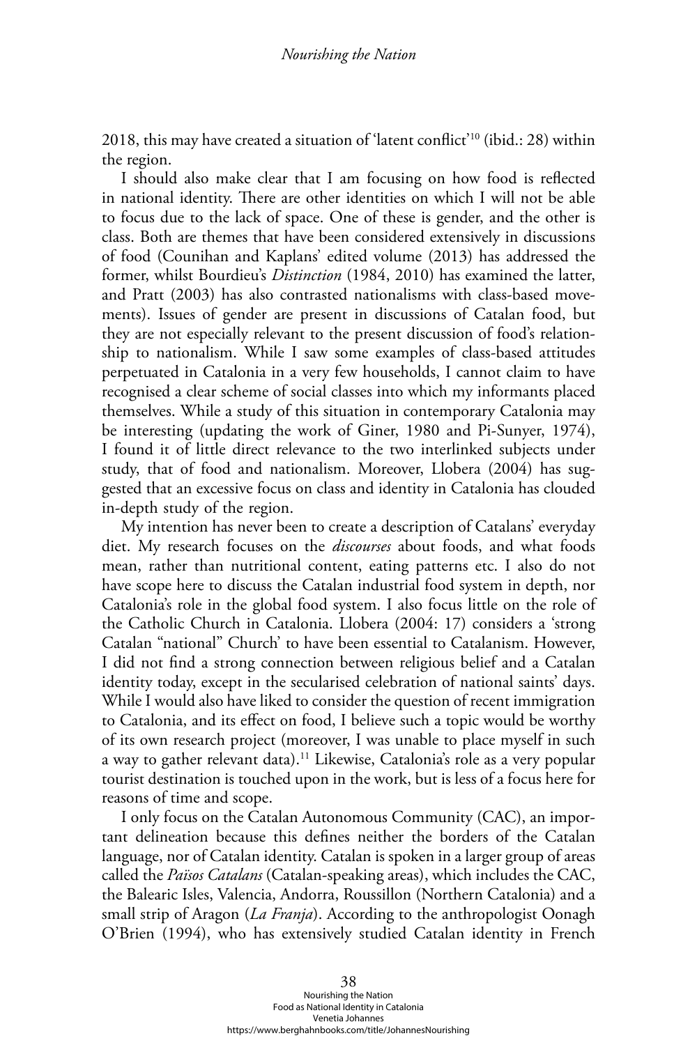2018, this may have created a situation of 'latent conflict'[10] (ibid.: 28) within the region.

I should also make clear that I am focusing on how food is reflected in national identity. There are other identities on which I will not be able to focus due to the lack of space. One of these is gender, and the other is class. Both are themes that have been considered extensively in discussions of food (Counihan and Kaplans' edited volume (2013) has addressed the former, whilst Bourdieu's *Distinction* (1984, 2010) has examined the latter, and Pratt (2003) has also contrasted nationalisms with class-based movements). Issues of gender are present in discussions of Catalan food, but they are not especially relevant to the present discussion of food's relationship to nationalism. While I saw some examples of class-based attitudes perpetuated in Catalonia in a very few households, I cannot claim to have recognised a clear scheme of social classes into which my informants placed themselves. While a study of this situation in contemporary Catalonia may be interesting (updating the work of Giner, 1980 and Pi-Sunyer, 1974), I found it of little direct relevance to the two interlinked subjects under study, that of food and nationalism. Moreover, Llobera (2004) has suggested that an excessive focus on class and identity in Catalonia has clouded in-depth study of the region.

My intention has never been to create a description of Catalans' everyday diet. My research focuses on the *discourses* about foods, and what foods mean, rather than nutritional content, eating patterns etc. I also do not have scope here to discuss the Catalan industrial food system in depth, nor Catalonia's role in the global food system. I also focus little on the role of the Catholic Church in Catalonia. Llobera (2004: 17) considers a 'strong Catalan "national" Church' to have been essential to Catalanism. However, I did not find a strong connection between religious belief and a Catalan identity today, except in the secularised celebration of national saints' days. While I would also have liked to consider the question of recent immigration to Catalonia, and its effect on food, I believe such a topic would be worthy of its own research project (moreover, I was unable to place myself in such a way to gather relevant data).[11] Likewise, Catalonia's role as a very popular tourist destination is touched upon in the work, but is less of a focus here for reasons of time and scope.

I only focus on the Catalan Autonomous Community (CAC), an important delineation because this defines neither the borders of the Catalan language, nor of Catalan identity. Catalan is spoken in a larger group of areas called the *Països Catalans* (Catalan-speaking areas), which includes the CAC, the Balearic Isles, Valencia, Andorra, Roussillon (Northern Catalonia) and a small strip of Aragon (*La Franja*). According to the anthropologist Oonagh O'Brien (1994), who has extensively studied Catalan identity in French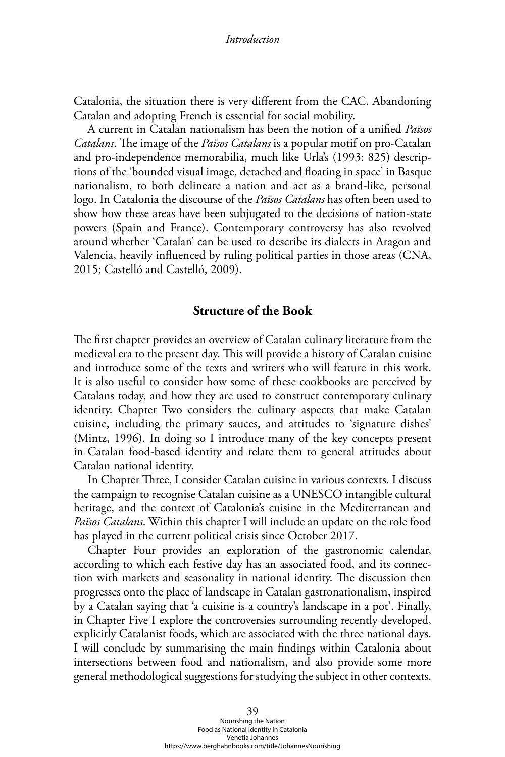Catalonia, the situation there is very different from the CAC. Abandoning Catalan and adopting French is essential for social mobility.

A current in Catalan nationalism has been the notion of a unified *Països Catalans*. The image of the *Països Catalans* is a popular motif on pro-Catalan and pro-independence memorabilia, much like Urla's (1993: 825) descriptions of the 'bounded visual image, detached and floating in space' in Basque nationalism, to both delineate a nation and act as a brand-like, personal logo. In Catalonia the discourse of the *Països Catalans* has often been used to show how these areas have been subjugated to the decisions of nation-state powers (Spain and France). Contemporary controversy has also revolved around whether 'Catalan' can be used to describe its dialects in Aragon and Valencia, heavily influenced by ruling political parties in those areas (CNA, 2015; Castelló and Castelló, 2009).

## Structure of the Book

The first chapter provides an overview of Catalan culinary literature from the medieval era to the present day. This will provide a history of Catalan cuisine and introduce some of the texts and writers who will feature in this work. It is also useful to consider how some of these cookbooks are perceived by Catalans today, and how they are used to construct contemporary culinary identity. Chapter Two considers the culinary aspects that make Catalan cuisine, including the primary sauces, and attitudes to 'signature dishes' (Mintz, 1996). In doing so I introduce many of the key concepts present in Catalan food-based identity and relate them to general attitudes about Catalan national identity.

In Chapter Three, I consider Catalan cuisine in various contexts. I discuss the campaign to recognise Catalan cuisine as a UNESCO intangible cultural heritage, and the context of Catalonia's cuisine in the Mediterranean and *Països Catalans*. Within this chapter I will include an update on the role food has played in the current political crisis since October 2017.

Chapter Four provides an exploration of the gastronomic calendar, according to which each festive day has an associated food, and its connection with markets and seasonality in national identity. The discussion then progresses onto the place of landscape in Catalan gastronationalism, inspired by a Catalan saying that 'a cuisine is a country's landscape in a pot'. Finally, in Chapter Five I explore the controversies surrounding recently developed, explicitly Catalanist foods, which are associated with the three national days. I will conclude by summarising the main findings within Catalonia about intersections between food and nationalism, and also provide some more general methodological suggestions for studying the subject in other contexts.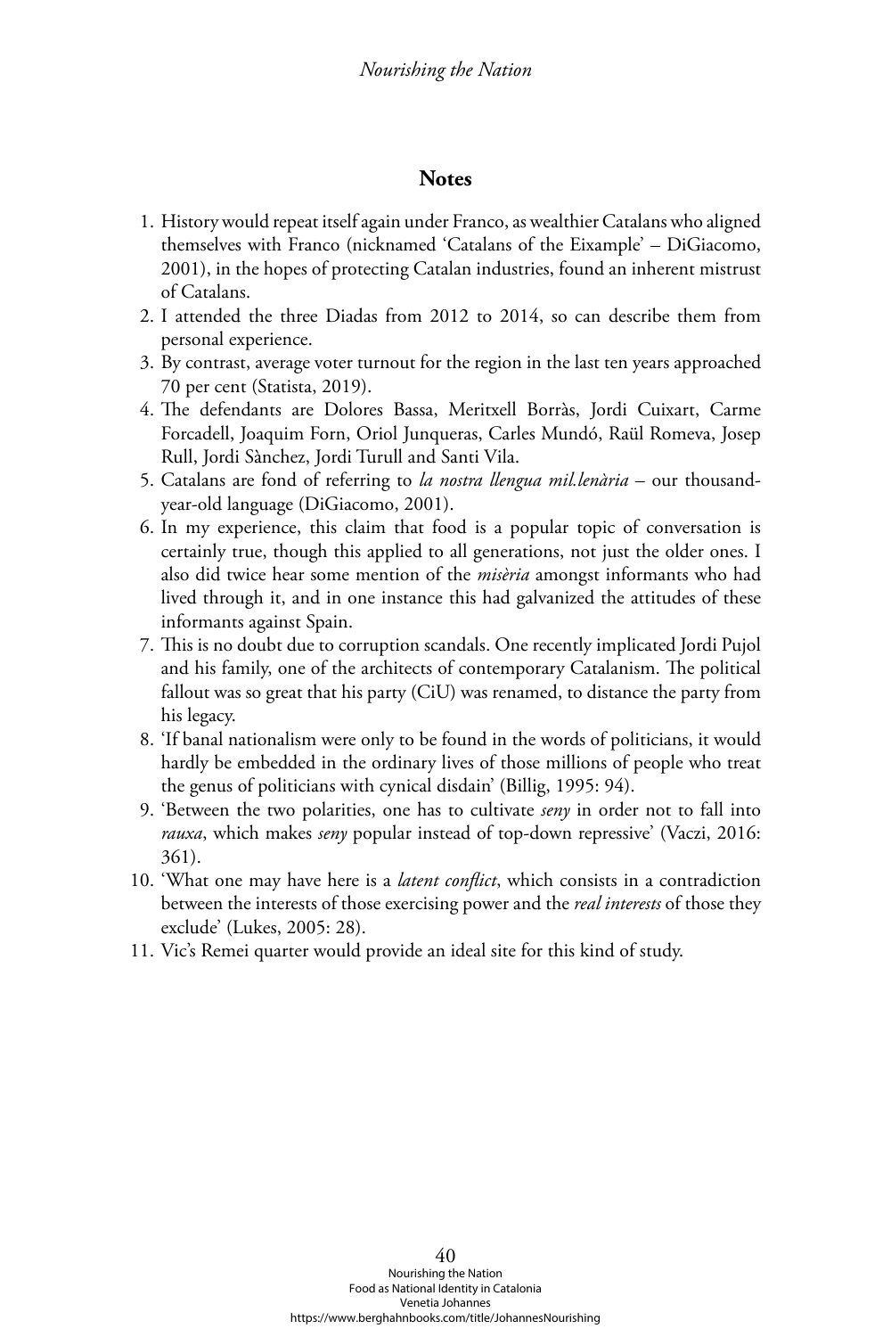## Notes

1. History would repeat itself again under Franco, as wealthier Catalans who aligned themselves with Franco (nicknamed 'Catalans of the Eixample' – DiGiacomo, 2001), in the hopes of protecting Catalan industries, found an inherent mistrust of Catalans.
2. I attended the three Diadas from 2012 to 2014, so can describe them from personal experience.
3. By contrast, average voter turnout for the region in the last ten years approached 70 per cent (Statista, 2019).
4. The defendants are Dolores Bassa, Meritxell Borràs, Jordi Cuixart, Carme Forcadell, Joaquim Forn, Oriol Junqueras, Carles Mundó, Raül Romeva, Josep Rull, Jordi Sànchez, Jordi Turull and Santi Vila.
5. Catalans are fond of referring to *la nostra llengua mil.lenària* – our thousand-year-old language (DiGiacomo, 2001).
6. In my experience, this claim that food is a popular topic of conversation is certainly true, though this applied to all generations, not just the older ones. I also did twice hear some mention of the *misèria* amongst informants who had lived through it, and in one instance this had galvanized the attitudes of these informants against Spain.
7. This is no doubt due to corruption scandals. One recently implicated Jordi Pujol and his family, one of the architects of contemporary Catalanism. The political fallout was so great that his party (CiU) was renamed, to distance the party from his legacy.
8. 'If banal nationalism were only to be found in the words of politicians, it would hardly be embedded in the ordinary lives of those millions of people who treat the genus of politicians with cynical disdain' (Billig, 1995: 94).
9. 'Between the two polarities, one has to cultivate *seny* in order not to fall into *rauxa*, which makes *seny* popular instead of top-down repressive' (Vaczi, 2016: 361).
10. 'What one may have here is a *latent conflict*, which consists in a contradiction between the interests of those exercising power and the *real interests* of those they exclude' (Lukes, 2005: 28).
11. Vic's Remei quarter would provide an ideal site for this kind of study.

Nourishing the Nation
Food as National Identity in Catalonia
Venetia Johannes
https://www.berghahnbooks.com/title/JohannesNourishing